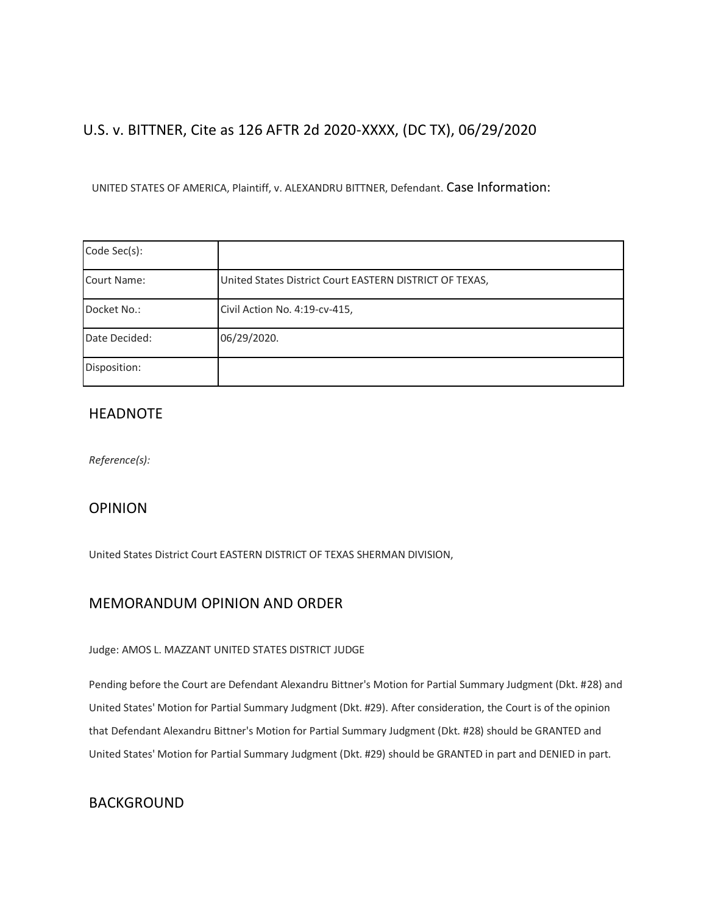# U.S. v. BITTNER, Cite as 126 AFTR 2d 2020-XXXX, (DC TX), 06/29/2020

UNITED STATES OF AMERICA, Plaintiff, v. ALEXANDRU BITTNER, Defendant. Case Information:

| | |
|---|---|
| Code Sec(s): | |
| Court Name: | United States District Court EASTERN DISTRICT OF TEXAS, |
| Docket No.: | Civil Action No. 4:19-cv-415, |
| Date Decided: | 06/29/2020. |
| Disposition: | |

## HEADNOTE

*Reference(s):*

## OPINION

United States District Court EASTERN DISTRICT OF TEXAS SHERMAN DIVISION,

## MEMORANDUM OPINION AND ORDER

Judge: AMOS L. MAZZANT UNITED STATES DISTRICT JUDGE

Pending before the Court are Defendant Alexandru Bittner's Motion for Partial Summary Judgment (Dkt. #28) and United States' Motion for Partial Summary Judgment (Dkt. #29). After consideration, the Court is of the opinion that Defendant Alexandru Bittner's Motion for Partial Summary Judgment (Dkt. #28) should be GRANTED and United States' Motion for Partial Summary Judgment (Dkt. #29) should be GRANTED in part and DENIED in part.

## BACKGROUND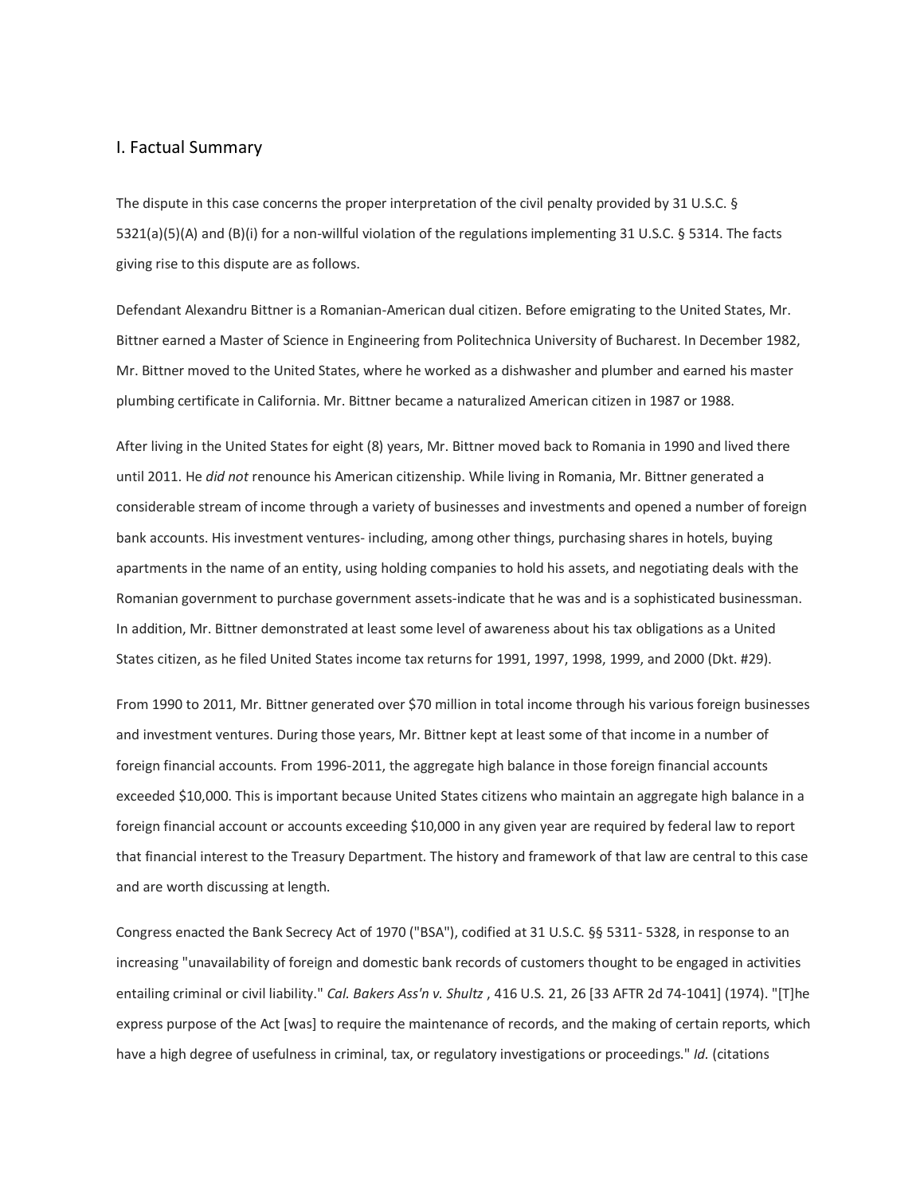## I. Factual Summary

The dispute in this case concerns the proper interpretation of the civil penalty provided by 31 U.S.C. § 5321(a)(5)(A) and (B)(i) for a non-willful violation of the regulations implementing 31 U.S.C. § 5314. The facts giving rise to this dispute are as follows.

Defendant Alexandru Bittner is a Romanian-American dual citizen. Before emigrating to the United States, Mr. Bittner earned a Master of Science in Engineering from Politechnica University of Bucharest. In December 1982, Mr. Bittner moved to the United States, where he worked as a dishwasher and plumber and earned his master plumbing certificate in California. Mr. Bittner became a naturalized American citizen in 1987 or 1988.

After living in the United States for eight (8) years, Mr. Bittner moved back to Romania in 1990 and lived there until 2011. He *did not* renounce his American citizenship. While living in Romania, Mr. Bittner generated a considerable stream of income through a variety of businesses and investments and opened a number of foreign bank accounts. His investment ventures- including, among other things, purchasing shares in hotels, buying apartments in the name of an entity, using holding companies to hold his assets, and negotiating deals with the Romanian government to purchase government assets-indicate that he was and is a sophisticated businessman. In addition, Mr. Bittner demonstrated at least some level of awareness about his tax obligations as a United States citizen, as he filed United States income tax returns for 1991, 1997, 1998, 1999, and 2000 (Dkt. #29).

From 1990 to 2011, Mr. Bittner generated over $70 million in total income through his various foreign businesses and investment ventures. During those years, Mr. Bittner kept at least some of that income in a number of foreign financial accounts. From 1996-2011, the aggregate high balance in those foreign financial accounts exceeded $10,000. This is important because United States citizens who maintain an aggregate high balance in a foreign financial account or accounts exceeding $10,000 in any given year are required by federal law to report that financial interest to the Treasury Department. The history and framework of that law are central to this case and are worth discussing at length.

Congress enacted the Bank Secrecy Act of 1970 ("BSA"), codified at 31 U.S.C. §§ 5311- 5328, in response to an increasing "unavailability of foreign and domestic bank records of customers thought to be engaged in activities entailing criminal or civil liability." *Cal. Bakers Ass'n v. Shultz* , 416 U.S. 21, 26 [33 AFTR 2d 74-1041] (1974). "[T]he express purpose of the Act [was] to require the maintenance of records, and the making of certain reports, which have a high degree of usefulness in criminal, tax, or regulatory investigations or proceedings." *Id.* (citations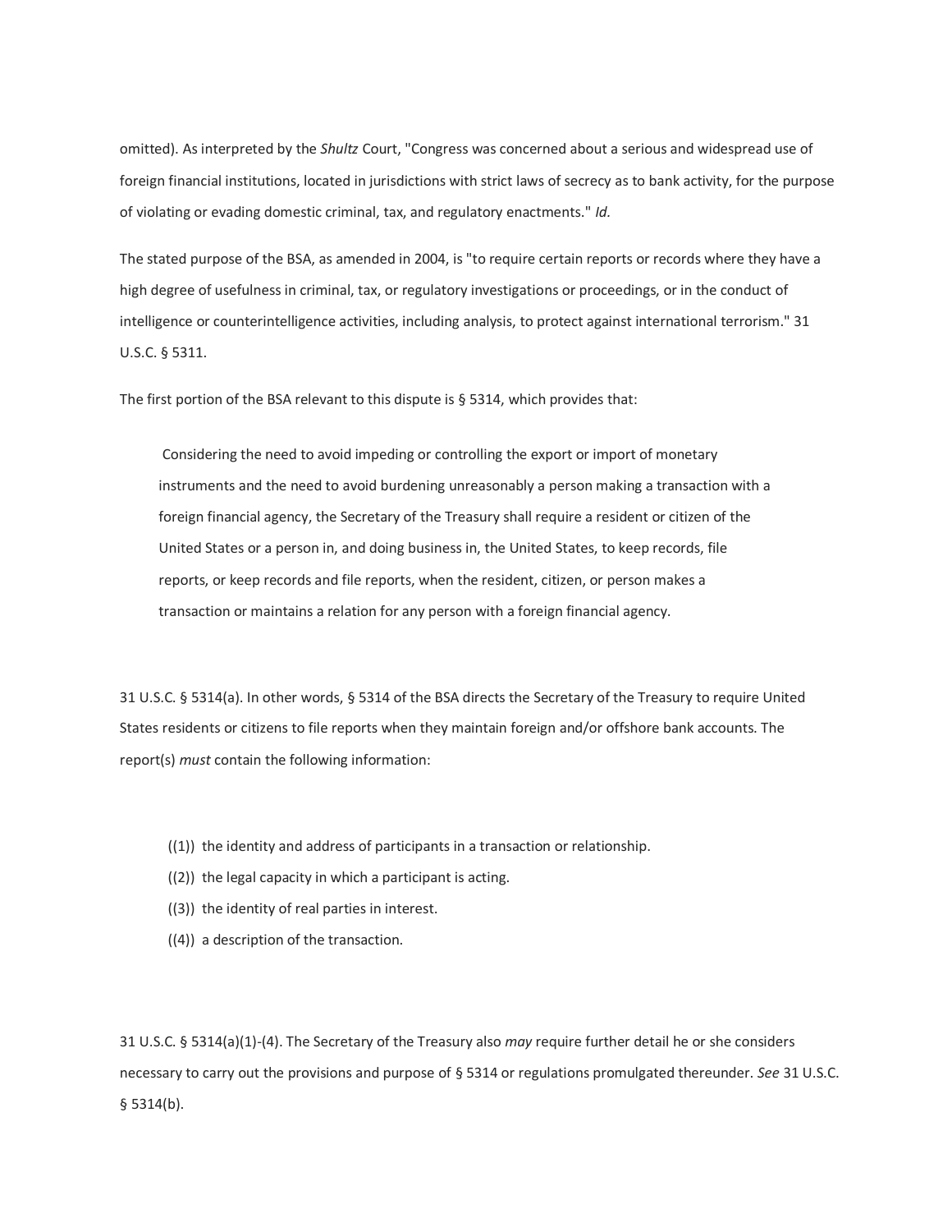omitted). As interpreted by the *Shultz* Court, "Congress was concerned about a serious and widespread use of foreign financial institutions, located in jurisdictions with strict laws of secrecy as to bank activity, for the purpose of violating or evading domestic criminal, tax, and regulatory enactments." *Id.*

The stated purpose of the BSA, as amended in 2004, is "to require certain reports or records where they have a high degree of usefulness in criminal, tax, or regulatory investigations or proceedings, or in the conduct of intelligence or counterintelligence activities, including analysis, to protect against international terrorism." 31 U.S.C. § 5311.

The first portion of the BSA relevant to this dispute is § 5314, which provides that:

> Considering the need to avoid impeding or controlling the export or import of monetary instruments and the need to avoid burdening unreasonably a person making a transaction with a foreign financial agency, the Secretary of the Treasury shall require a resident or citizen of the United States or a person in, and doing business in, the United States, to keep records, file reports, or keep records and file reports, when the resident, citizen, or person makes a transaction or maintains a relation for any person with a foreign financial agency.

31 U.S.C. § 5314(a). In other words, § 5314 of the BSA directs the Secretary of the Treasury to require United States residents or citizens to file reports when they maintain foreign and/or offshore bank accounts. The report(s) *must* contain the following information:

> ((1)) the identity and address of participants in a transaction or relationship.
> ((2)) the legal capacity in which a participant is acting.
> ((3)) the identity of real parties in interest.
> ((4)) a description of the transaction.

31 U.S.C. § 5314(a)(1)-(4). The Secretary of the Treasury also *may* require further detail he or she considers necessary to carry out the provisions and purpose of § 5314 or regulations promulgated thereunder. *See* 31 U.S.C. § 5314(b).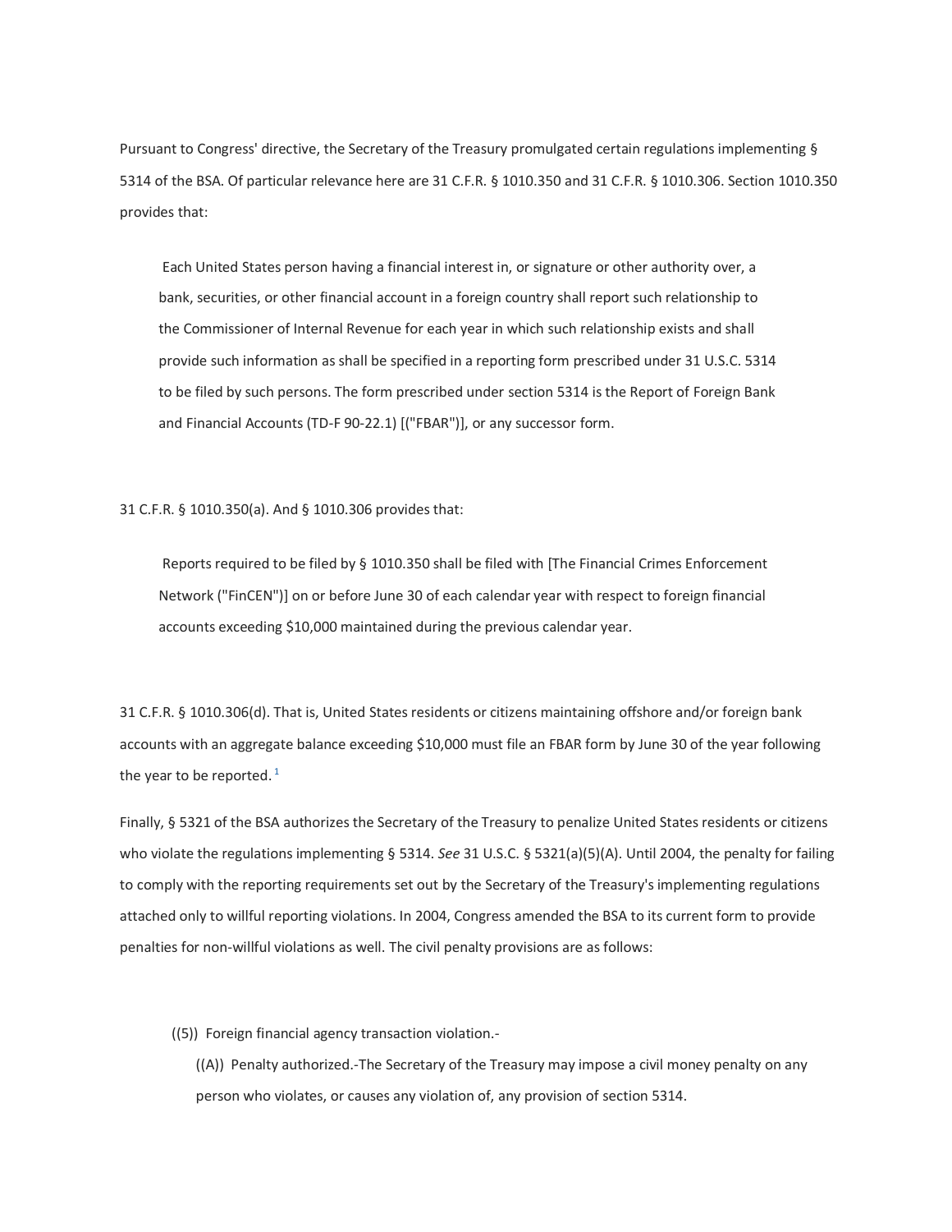Pursuant to Congress' directive, the Secretary of the Treasury promulgated certain regulations implementing § 5314 of the BSA. Of particular relevance here are 31 C.F.R. § 1010.350 and 31 C.F.R. § 1010.306. Section 1010.350 provides that:

> Each United States person having a financial interest in, or signature or other authority over, a bank, securities, or other financial account in a foreign country shall report such relationship to the Commissioner of Internal Revenue for each year in which such relationship exists and shall provide such information as shall be specified in a reporting form prescribed under 31 U.S.C. 5314 to be filed by such persons. The form prescribed under section 5314 is the Report of Foreign Bank and Financial Accounts (TD-F 90-22.1) [("FBAR")], or any successor form.

31 C.F.R. § 1010.350(a). And § 1010.306 provides that:

> Reports required to be filed by § 1010.350 shall be filed with [The Financial Crimes Enforcement Network ("FinCEN")] on or before June 30 of each calendar year with respect to foreign financial accounts exceeding $10,000 maintained during the previous calendar year.

31 C.F.R. § 1010.306(d). That is, United States residents or citizens maintaining offshore and/or foreign bank accounts with an aggregate balance exceeding $10,000 must file an FBAR form by June 30 of the year following the year to be reported. [1]

Finally, § 5321 of the BSA authorizes the Secretary of the Treasury to penalize United States residents or citizens who violate the regulations implementing § 5314. *See* 31 U.S.C. § 5321(a)(5)(A). Until 2004, the penalty for failing to comply with the reporting requirements set out by the Secretary of the Treasury's implementing regulations attached only to willful reporting violations. In 2004, Congress amended the BSA to its current form to provide penalties for non-willful violations as well. The civil penalty provisions are as follows:

> ((5)) Foreign financial agency transaction violation.-
>
> ((A)) Penalty authorized.-The Secretary of the Treasury may impose a civil money penalty on any person who violates, or causes any violation of, any provision of section 5314.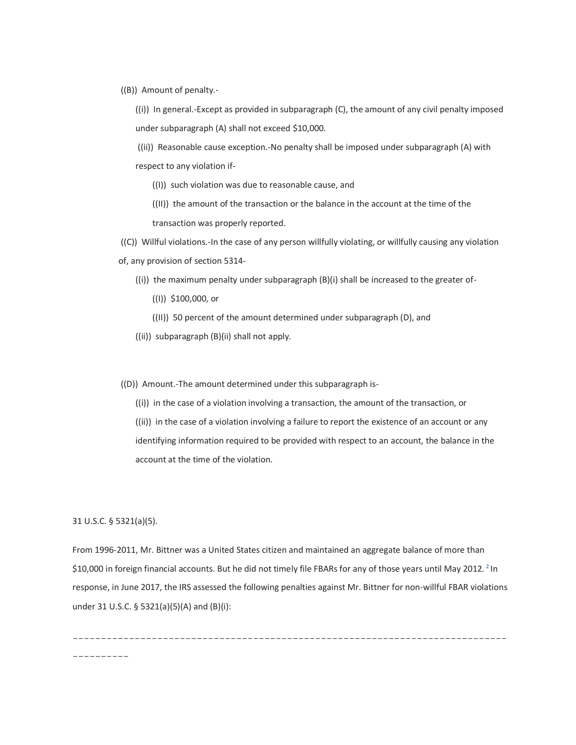((B)) Amount of penalty.-

((i)) In general.-Except as provided in subparagraph (C), the amount of any civil penalty imposed under subparagraph (A) shall not exceed $10,000.

((ii)) Reasonable cause exception.-No penalty shall be imposed under subparagraph (A) with respect to any violation if-

((I)) such violation was due to reasonable cause, and

((II)) the amount of the transaction or the balance in the account at the time of the transaction was properly reported.

((C)) Willful violations.-In the case of any person willfully violating, or willfully causing any violation of, any provision of section 5314-

((i)) the maximum penalty under subparagraph (B)(i) shall be increased to the greater of-

((I)) $100,000, or

((II)) 50 percent of the amount determined under subparagraph (D), and

((ii)) subparagraph (B)(ii) shall not apply.

((D)) Amount.-The amount determined under this subparagraph is-

((i)) in the case of a violation involving a transaction, the amount of the transaction, or

((ii)) in the case of a violation involving a failure to report the existence of an account or any identifying information required to be provided with respect to an account, the balance in the account at the time of the violation.

31 U.S.C. § 5321(a)(5).

From 1996-2011, Mr. Bittner was a United States citizen and maintained an aggregate balance of more than $10,000 in foreign financial accounts. But he did not timely file FBARs for any of those years until May 2012. [2] In response, in June 2017, the IRS assessed the following penalties against Mr. Bittner for non-willful FBAR violations under 31 U.S.C. § 5321(a)(5)(A) and (B)(i):

---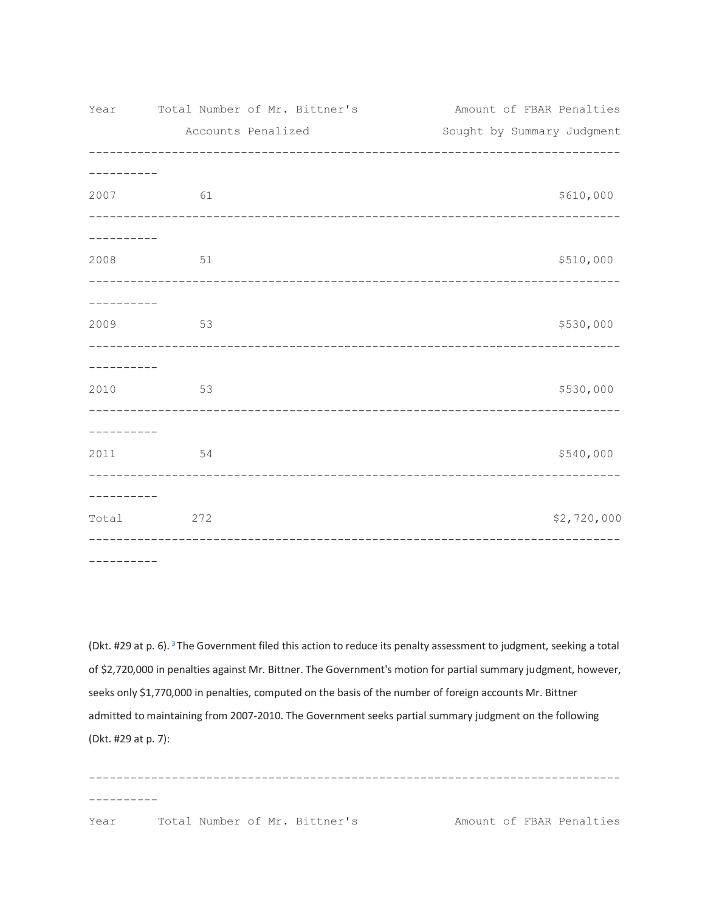| Year | Total Number of Mr. Bittner's Accounts Penalized | Amount of FBAR Penalties Sought by Summary Judgment |
|---|---|---|
| 2007 | 61 | $610,000 |
| 2008 | 51 | $510,000 |
| 2009 | 53 | $530,000 |
| 2010 | 53 | $530,000 |
| 2011 | 54 | $540,000 |
| Total | 272 | $2,720,000 |

(Dkt. #29 at p. 6).[3] The Government filed this action to reduce its penalty assessment to judgment, seeking a total of $2,720,000 in penalties against Mr. Bittner. The Government's motion for partial summary judgment, however, seeks only $1,770,000 in penalties, computed on the basis of the number of foreign accounts Mr. Bittner admitted to maintaining from 2007-2010. The Government seeks partial summary judgment on the following (Dkt. #29 at p. 7):

| Year | Total Number of Mr. Bittner's | Amount of FBAR Penalties |
|---|---|---|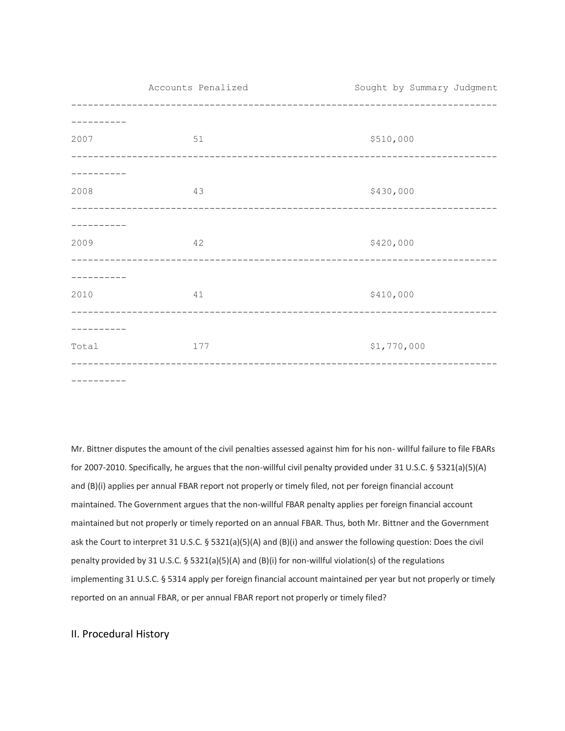| | Accounts Penalized | Sought by Summary Judgment |
|---|---|---|
| 2007 | 51 | $510,000 |
| 2008 | 43 | $430,000 |
| 2009 | 42 | $420,000 |
| 2010 | 41 | $410,000 |
| Total | 177 | $1,770,000 |

Mr. Bittner disputes the amount of the civil penalties assessed against him for his non- willful failure to file FBARs for 2007-2010. Specifically, he argues that the non-willful civil penalty provided under 31 U.S.C. § 5321(a)(5)(A) and (B)(i) applies per annual FBAR report not properly or timely filed, not per foreign financial account maintained. The Government argues that the non-willful FBAR penalty applies per foreign financial account maintained but not properly or timely reported on an annual FBAR. Thus, both Mr. Bittner and the Government ask the Court to interpret 31 U.S.C. § 5321(a)(5)(A) and (B)(i) and answer the following question: Does the civil penalty provided by 31 U.S.C. § 5321(a)(5)(A) and (B)(i) for non-willful violation(s) of the regulations implementing 31 U.S.C. § 5314 apply per foreign financial account maintained per year but not properly or timely reported on an annual FBAR, or per annual FBAR report not properly or timely filed?

## II. Procedural History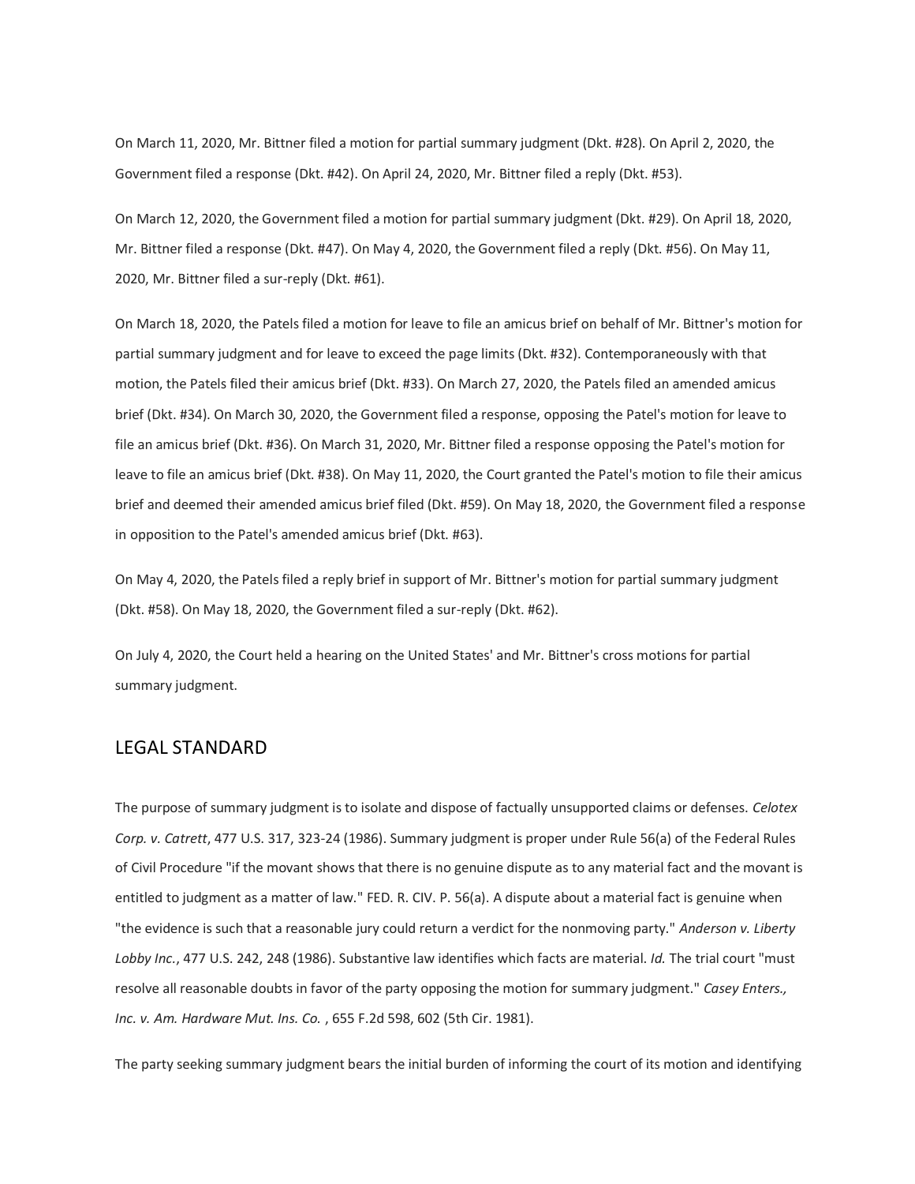On March 11, 2020, Mr. Bittner filed a motion for partial summary judgment (Dkt. #28). On April 2, 2020, the Government filed a response (Dkt. #42). On April 24, 2020, Mr. Bittner filed a reply (Dkt. #53).

On March 12, 2020, the Government filed a motion for partial summary judgment (Dkt. #29). On April 18, 2020, Mr. Bittner filed a response (Dkt. #47). On May 4, 2020, the Government filed a reply (Dkt. #56). On May 11, 2020, Mr. Bittner filed a sur-reply (Dkt. #61).

On March 18, 2020, the Patels filed a motion for leave to file an amicus brief on behalf of Mr. Bittner's motion for partial summary judgment and for leave to exceed the page limits (Dkt. #32). Contemporaneously with that motion, the Patels filed their amicus brief (Dkt. #33). On March 27, 2020, the Patels filed an amended amicus brief (Dkt. #34). On March 30, 2020, the Government filed a response, opposing the Patel's motion for leave to file an amicus brief (Dkt. #36). On March 31, 2020, Mr. Bittner filed a response opposing the Patel's motion for leave to file an amicus brief (Dkt. #38). On May 11, 2020, the Court granted the Patel's motion to file their amicus brief and deemed their amended amicus brief filed (Dkt. #59). On May 18, 2020, the Government filed a response in opposition to the Patel's amended amicus brief (Dkt. #63).

On May 4, 2020, the Patels filed a reply brief in support of Mr. Bittner's motion for partial summary judgment (Dkt. #58). On May 18, 2020, the Government filed a sur-reply (Dkt. #62).

On July 4, 2020, the Court held a hearing on the United States' and Mr. Bittner's cross motions for partial summary judgment.

## LEGAL STANDARD

The purpose of summary judgment is to isolate and dispose of factually unsupported claims or defenses. *Celotex Corp. v. Catrett*, 477 U.S. 317, 323-24 (1986). Summary judgment is proper under Rule 56(a) of the Federal Rules of Civil Procedure "if the movant shows that there is no genuine dispute as to any material fact and the movant is entitled to judgment as a matter of law." FED. R. CIV. P. 56(a). A dispute about a material fact is genuine when "the evidence is such that a reasonable jury could return a verdict for the nonmoving party." *Anderson v. Liberty Lobby Inc.*, 477 U.S. 242, 248 (1986). Substantive law identifies which facts are material. *Id.* The trial court "must resolve all reasonable doubts in favor of the party opposing the motion for summary judgment." *Casey Enters., Inc. v. Am. Hardware Mut. Ins. Co.* , 655 F.2d 598, 602 (5th Cir. 1981).

The party seeking summary judgment bears the initial burden of informing the court of its motion and identifying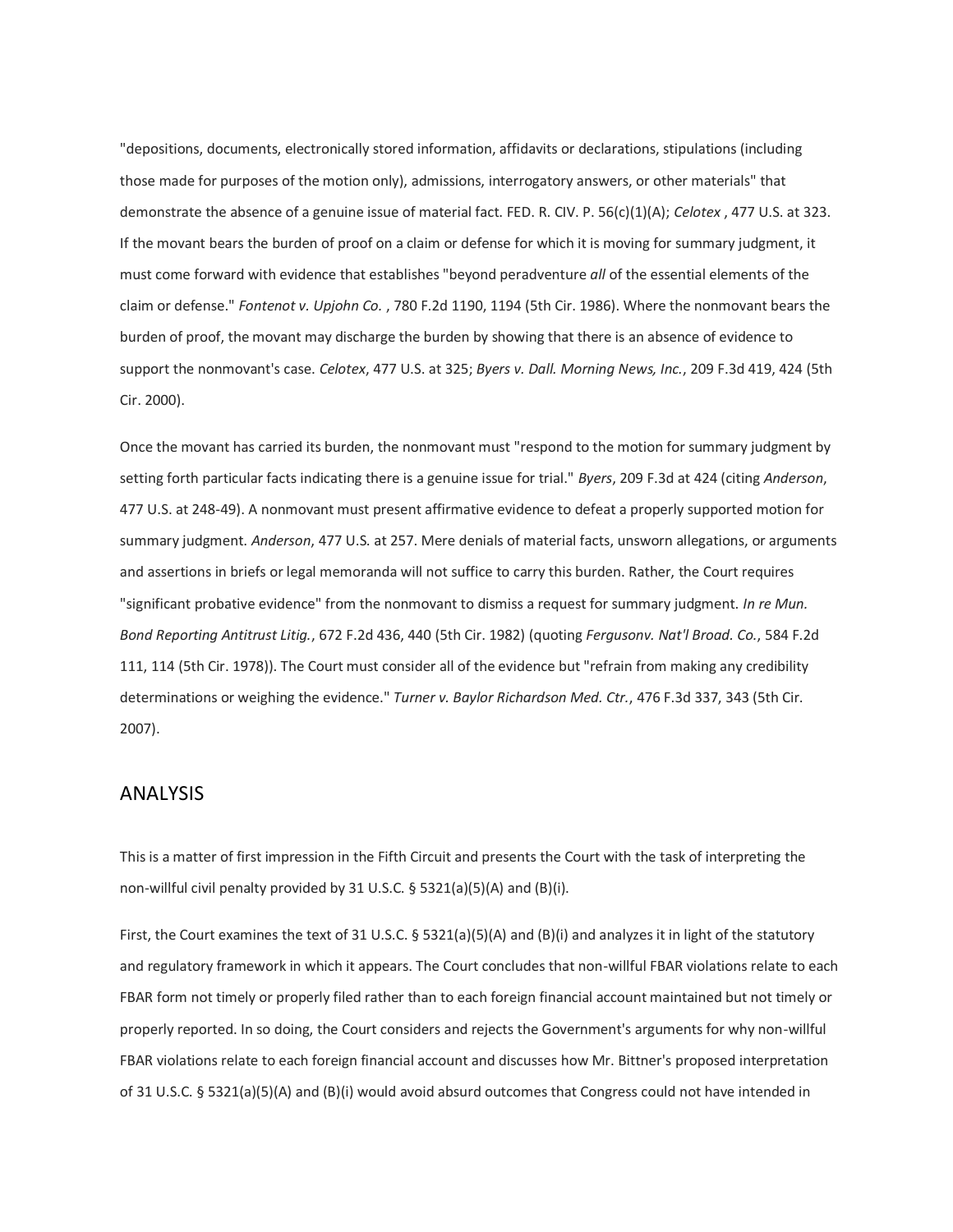"depositions, documents, electronically stored information, affidavits or declarations, stipulations (including those made for purposes of the motion only), admissions, interrogatory answers, or other materials" that demonstrate the absence of a genuine issue of material fact. FED. R. CIV. P. 56(c)(1)(A); *Celotex* , 477 U.S. at 323. If the movant bears the burden of proof on a claim or defense for which it is moving for summary judgment, it must come forward with evidence that establishes "beyond peradventure *all* of the essential elements of the claim or defense." *Fontenot v. Upjohn Co.* , 780 F.2d 1190, 1194 (5th Cir. 1986). Where the nonmovant bears the burden of proof, the movant may discharge the burden by showing that there is an absence of evidence to support the nonmovant's case. *Celotex*, 477 U.S. at 325; *Byers v. Dall. Morning News, Inc.*, 209 F.3d 419, 424 (5th Cir. 2000).

Once the movant has carried its burden, the nonmovant must "respond to the motion for summary judgment by setting forth particular facts indicating there is a genuine issue for trial." *Byers*, 209 F.3d at 424 (citing *Anderson*, 477 U.S. at 248-49). A nonmovant must present affirmative evidence to defeat a properly supported motion for summary judgment. *Anderson*, 477 U.S. at 257. Mere denials of material facts, unsworn allegations, or arguments and assertions in briefs or legal memoranda will not suffice to carry this burden. Rather, the Court requires "significant probative evidence" from the nonmovant to dismiss a request for summary judgment. *In re Mun. Bond Reporting Antitrust Litig.*, 672 F.2d 436, 440 (5th Cir. 1982) (quoting *Fergusonv. Nat'l Broad. Co.*, 584 F.2d 111, 114 (5th Cir. 1978)). The Court must consider all of the evidence but "refrain from making any credibility determinations or weighing the evidence." *Turner v. Baylor Richardson Med. Ctr.*, 476 F.3d 337, 343 (5th Cir. 2007).

## ANALYSIS

This is a matter of first impression in the Fifth Circuit and presents the Court with the task of interpreting the non-willful civil penalty provided by 31 U.S.C. § 5321(a)(5)(A) and (B)(i).

First, the Court examines the text of 31 U.S.C. § 5321(a)(5)(A) and (B)(i) and analyzes it in light of the statutory and regulatory framework in which it appears. The Court concludes that non-willful FBAR violations relate to each FBAR form not timely or properly filed rather than to each foreign financial account maintained but not timely or properly reported. In so doing, the Court considers and rejects the Government's arguments for why non-willful FBAR violations relate to each foreign financial account and discusses how Mr. Bittner's proposed interpretation of 31 U.S.C. § 5321(a)(5)(A) and (B)(i) would avoid absurd outcomes that Congress could not have intended in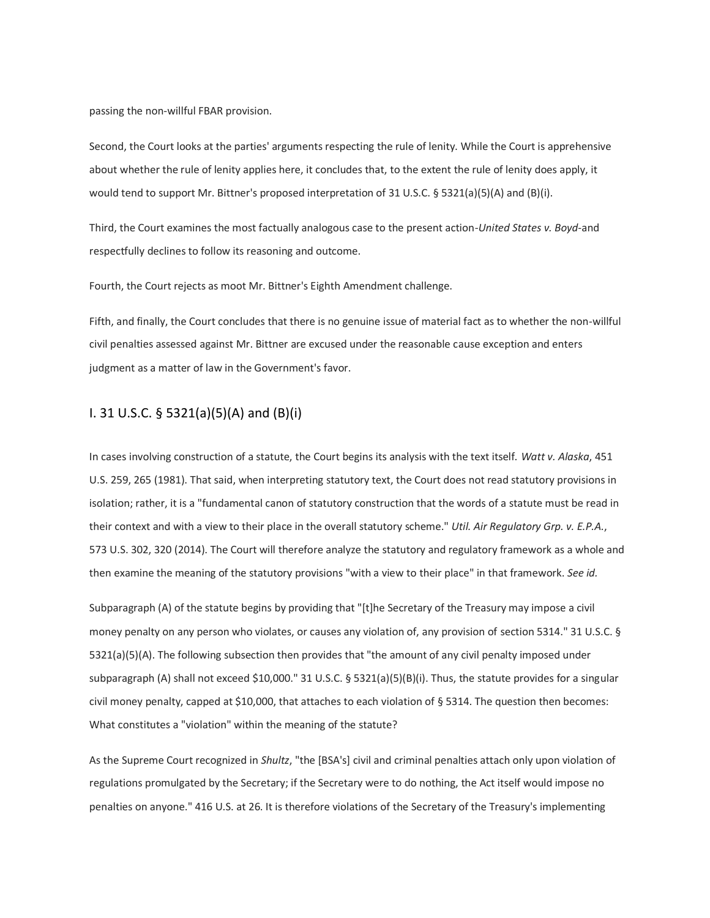passing the non-willful FBAR provision.

Second, the Court looks at the parties' arguments respecting the rule of lenity. While the Court is apprehensive about whether the rule of lenity applies here, it concludes that, to the extent the rule of lenity does apply, it would tend to support Mr. Bittner's proposed interpretation of 31 U.S.C. § 5321(a)(5)(A) and (B)(i).

Third, the Court examines the most factually analogous case to the present action-*United States v. Boyd*-and respectfully declines to follow its reasoning and outcome.

Fourth, the Court rejects as moot Mr. Bittner's Eighth Amendment challenge.

Fifth, and finally, the Court concludes that there is no genuine issue of material fact as to whether the non-willful civil penalties assessed against Mr. Bittner are excused under the reasonable cause exception and enters judgment as a matter of law in the Government's favor.

## I. 31 U.S.C. § 5321(a)(5)(A) and (B)(i)

In cases involving construction of a statute, the Court begins its analysis with the text itself. *Watt v. Alaska*, 451 U.S. 259, 265 (1981). That said, when interpreting statutory text, the Court does not read statutory provisions in isolation; rather, it is a "fundamental canon of statutory construction that the words of a statute must be read in their context and with a view to their place in the overall statutory scheme." *Util. Air Regulatory Grp. v. E.P.A.*, 573 U.S. 302, 320 (2014). The Court will therefore analyze the statutory and regulatory framework as a whole and then examine the meaning of the statutory provisions "with a view to their place" in that framework. *See id.*

Subparagraph (A) of the statute begins by providing that "[t]he Secretary of the Treasury may impose a civil money penalty on any person who violates, or causes any violation of, any provision of section 5314." 31 U.S.C. § 5321(a)(5)(A). The following subsection then provides that "the amount of any civil penalty imposed under subparagraph (A) shall not exceed $10,000." 31 U.S.C. § 5321(a)(5)(B)(i). Thus, the statute provides for a singular civil money penalty, capped at $10,000, that attaches to each violation of § 5314. The question then becomes: What constitutes a "violation" within the meaning of the statute?

As the Supreme Court recognized in *Shultz*, "the [BSA's] civil and criminal penalties attach only upon violation of regulations promulgated by the Secretary; if the Secretary were to do nothing, the Act itself would impose no penalties on anyone." 416 U.S. at 26. It is therefore violations of the Secretary of the Treasury's implementing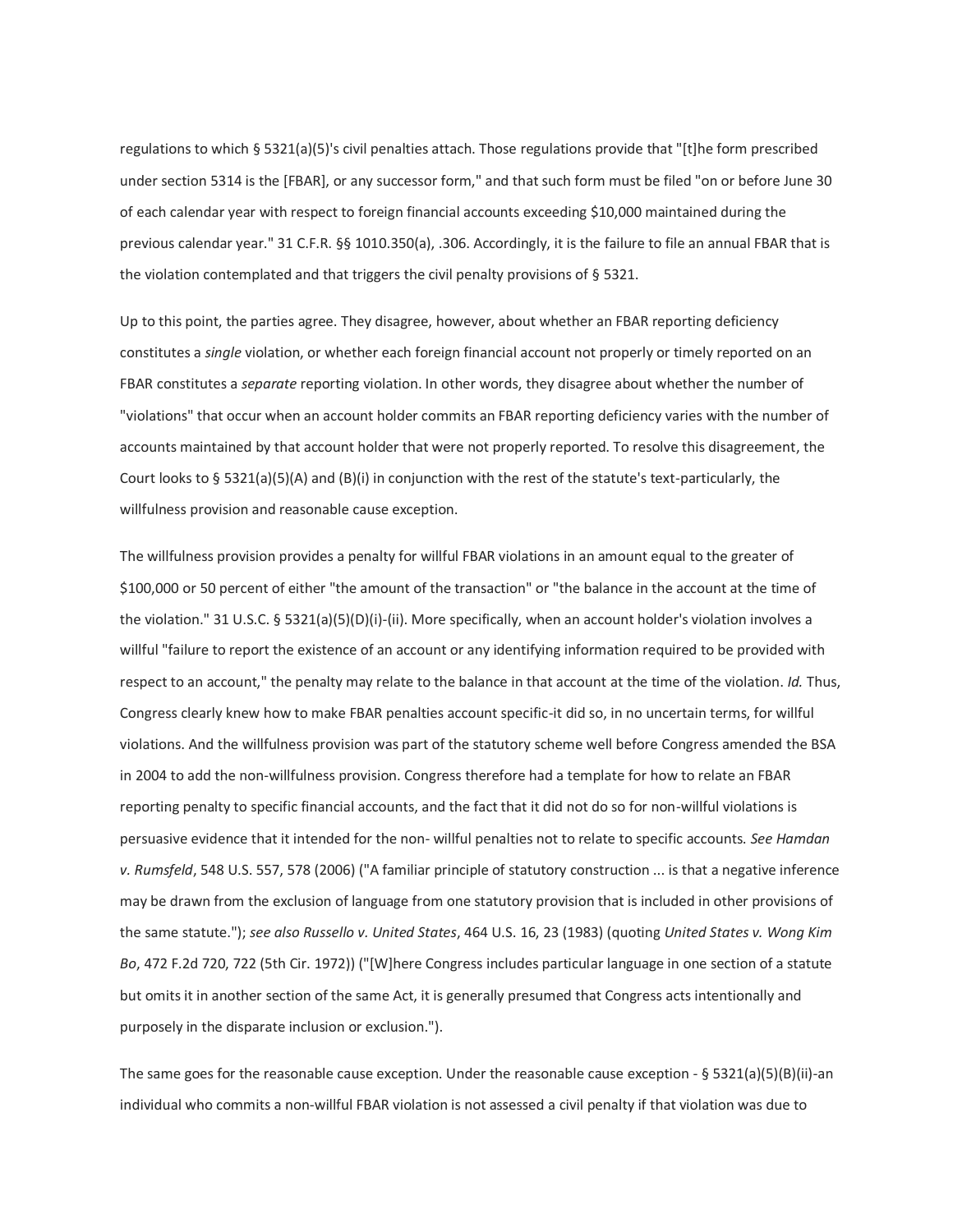regulations to which § 5321(a)(5)'s civil penalties attach. Those regulations provide that "[t]he form prescribed under section 5314 is the [FBAR], or any successor form," and that such form must be filed "on or before June 30 of each calendar year with respect to foreign financial accounts exceeding $10,000 maintained during the previous calendar year." 31 C.F.R. §§ 1010.350(a), .306. Accordingly, it is the failure to file an annual FBAR that is the violation contemplated and that triggers the civil penalty provisions of § 5321.

Up to this point, the parties agree. They disagree, however, about whether an FBAR reporting deficiency constitutes a *single* violation, or whether each foreign financial account not properly or timely reported on an FBAR constitutes a *separate* reporting violation. In other words, they disagree about whether the number of "violations" that occur when an account holder commits an FBAR reporting deficiency varies with the number of accounts maintained by that account holder that were not properly reported. To resolve this disagreement, the Court looks to § 5321(a)(5)(A) and (B)(i) in conjunction with the rest of the statute's text-particularly, the willfulness provision and reasonable cause exception.

The willfulness provision provides a penalty for willful FBAR violations in an amount equal to the greater of $100,000 or 50 percent of either "the amount of the transaction" or "the balance in the account at the time of the violation." 31 U.S.C. § 5321(a)(5)(D)(i)-(ii). More specifically, when an account holder's violation involves a willful "failure to report the existence of an account or any identifying information required to be provided with respect to an account," the penalty may relate to the balance in that account at the time of the violation. *Id.* Thus, Congress clearly knew how to make FBAR penalties account specific-it did so, in no uncertain terms, for willful violations. And the willfulness provision was part of the statutory scheme well before Congress amended the BSA in 2004 to add the non-willfulness provision. Congress therefore had a template for how to relate an FBAR reporting penalty to specific financial accounts, and the fact that it did not do so for non-willful violations is persuasive evidence that it intended for the non- willful penalties not to relate to specific accounts. *See Hamdan v. Rumsfeld*, 548 U.S. 557, 578 (2006) ("A familiar principle of statutory construction ... is that a negative inference may be drawn from the exclusion of language from one statutory provision that is included in other provisions of the same statute."); *see also Russello v. United States*, 464 U.S. 16, 23 (1983) (quoting *United States v. Wong Kim Bo*, 472 F.2d 720, 722 (5th Cir. 1972)) ("[W]here Congress includes particular language in one section of a statute but omits it in another section of the same Act, it is generally presumed that Congress acts intentionally and purposely in the disparate inclusion or exclusion.").

The same goes for the reasonable cause exception. Under the reasonable cause exception - § 5321(a)(5)(B)(ii)-an individual who commits a non-willful FBAR violation is not assessed a civil penalty if that violation was due to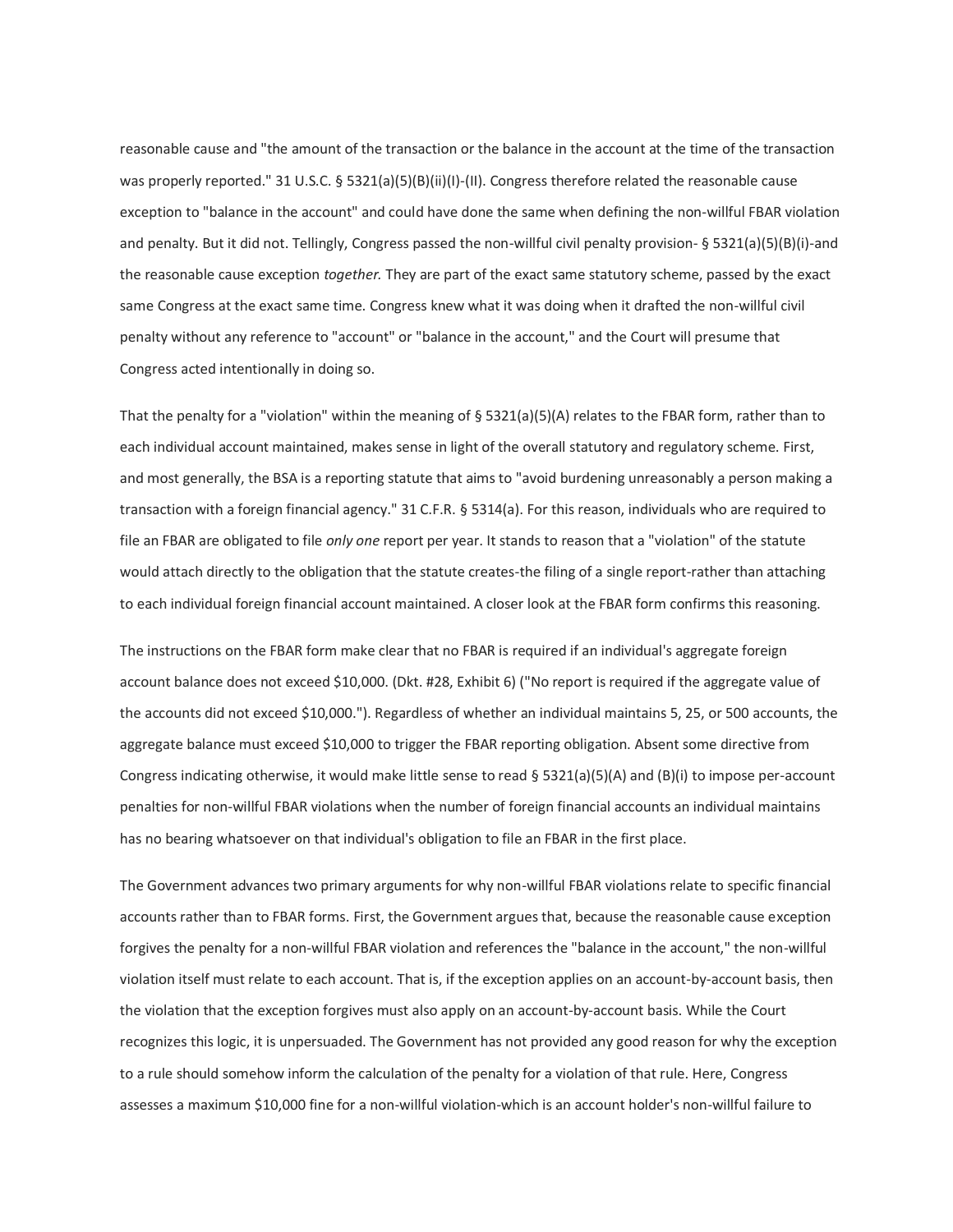reasonable cause and "the amount of the transaction or the balance in the account at the time of the transaction was properly reported." 31 U.S.C. § 5321(a)(5)(B)(ii)(I)-(II). Congress therefore related the reasonable cause exception to "balance in the account" and could have done the same when defining the non-willful FBAR violation and penalty. But it did not. Tellingly, Congress passed the non-willful civil penalty provision- § 5321(a)(5)(B)(i)-and the reasonable cause exception *together.* They are part of the exact same statutory scheme, passed by the exact same Congress at the exact same time. Congress knew what it was doing when it drafted the non-willful civil penalty without any reference to "account" or "balance in the account," and the Court will presume that Congress acted intentionally in doing so.

That the penalty for a "violation" within the meaning of § 5321(a)(5)(A) relates to the FBAR form, rather than to each individual account maintained, makes sense in light of the overall statutory and regulatory scheme. First, and most generally, the BSA is a reporting statute that aims to "avoid burdening unreasonably a person making a transaction with a foreign financial agency." 31 C.F.R. § 5314(a). For this reason, individuals who are required to file an FBAR are obligated to file *only one* report per year. It stands to reason that a "violation" of the statute would attach directly to the obligation that the statute creates-the filing of a single report-rather than attaching to each individual foreign financial account maintained. A closer look at the FBAR form confirms this reasoning.

The instructions on the FBAR form make clear that no FBAR is required if an individual's aggregate foreign account balance does not exceed $10,000. (Dkt. #28, Exhibit 6) ("No report is required if the aggregate value of the accounts did not exceed $10,000."). Regardless of whether an individual maintains 5, 25, or 500 accounts, the aggregate balance must exceed $10,000 to trigger the FBAR reporting obligation. Absent some directive from Congress indicating otherwise, it would make little sense to read § 5321(a)(5)(A) and (B)(i) to impose per-account penalties for non-willful FBAR violations when the number of foreign financial accounts an individual maintains has no bearing whatsoever on that individual's obligation to file an FBAR in the first place.

The Government advances two primary arguments for why non-willful FBAR violations relate to specific financial accounts rather than to FBAR forms. First, the Government argues that, because the reasonable cause exception forgives the penalty for a non-willful FBAR violation and references the "balance in the account," the non-willful violation itself must relate to each account. That is, if the exception applies on an account-by-account basis, then the violation that the exception forgives must also apply on an account-by-account basis. While the Court recognizes this logic, it is unpersuaded. The Government has not provided any good reason for why the exception to a rule should somehow inform the calculation of the penalty for a violation of that rule. Here, Congress assesses a maximum $10,000 fine for a non-willful violation-which is an account holder's non-willful failure to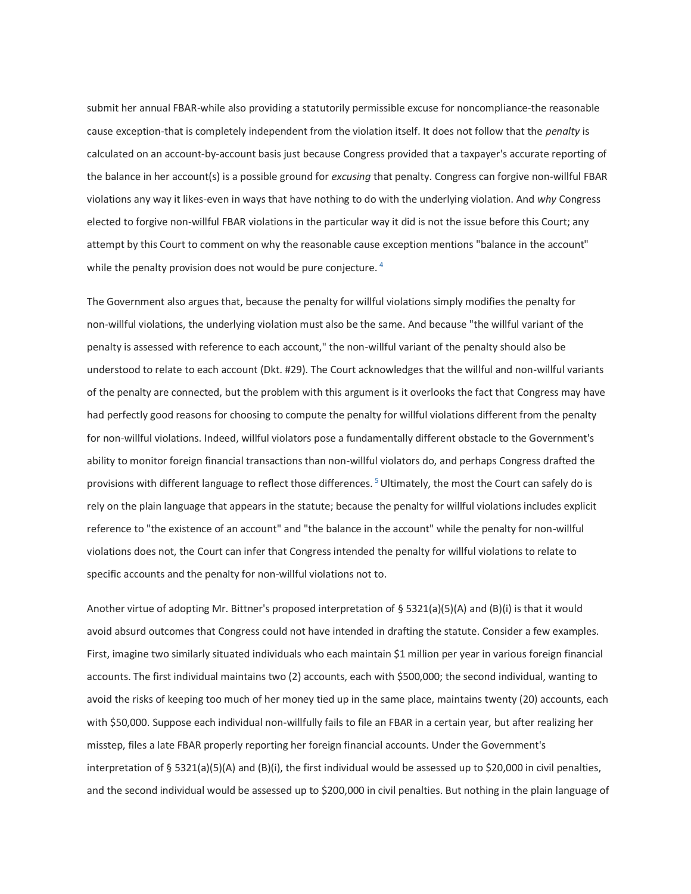submit her annual FBAR-while also providing a statutorily permissible excuse for noncompliance-the reasonable cause exception-that is completely independent from the violation itself. It does not follow that the *penalty* is calculated on an account-by-account basis just because Congress provided that a taxpayer's accurate reporting of the balance in her account(s) is a possible ground for *excusing* that penalty. Congress can forgive non-willful FBAR violations any way it likes-even in ways that have nothing to do with the underlying violation. And *why* Congress elected to forgive non-willful FBAR violations in the particular way it did is not the issue before this Court; any attempt by this Court to comment on why the reasonable cause exception mentions "balance in the account" while the penalty provision does not would be pure conjecture. [4]

The Government also argues that, because the penalty for willful violations simply modifies the penalty for non-willful violations, the underlying violation must also be the same. And because "the willful variant of the penalty is assessed with reference to each account," the non-willful variant of the penalty should also be understood to relate to each account (Dkt. #29). The Court acknowledges that the willful and non-willful variants of the penalty are connected, but the problem with this argument is it overlooks the fact that Congress may have had perfectly good reasons for choosing to compute the penalty for willful violations different from the penalty for non-willful violations. Indeed, willful violators pose a fundamentally different obstacle to the Government's ability to monitor foreign financial transactions than non-willful violators do, and perhaps Congress drafted the provisions with different language to reflect those differences. [5] Ultimately, the most the Court can safely do is rely on the plain language that appears in the statute; because the penalty for willful violations includes explicit reference to "the existence of an account" and "the balance in the account" while the penalty for non-willful violations does not, the Court can infer that Congress intended the penalty for willful violations to relate to specific accounts and the penalty for non-willful violations not to.

Another virtue of adopting Mr. Bittner's proposed interpretation of § 5321(a)(5)(A) and (B)(i) is that it would avoid absurd outcomes that Congress could not have intended in drafting the statute. Consider a few examples. First, imagine two similarly situated individuals who each maintain $1 million per year in various foreign financial accounts. The first individual maintains two (2) accounts, each with $500,000; the second individual, wanting to avoid the risks of keeping too much of her money tied up in the same place, maintains twenty (20) accounts, each with $50,000. Suppose each individual non-willfully fails to file an FBAR in a certain year, but after realizing her misstep, files a late FBAR properly reporting her foreign financial accounts. Under the Government's interpretation of § 5321(a)(5)(A) and (B)(i), the first individual would be assessed up to $20,000 in civil penalties, and the second individual would be assessed up to $200,000 in civil penalties. But nothing in the plain language of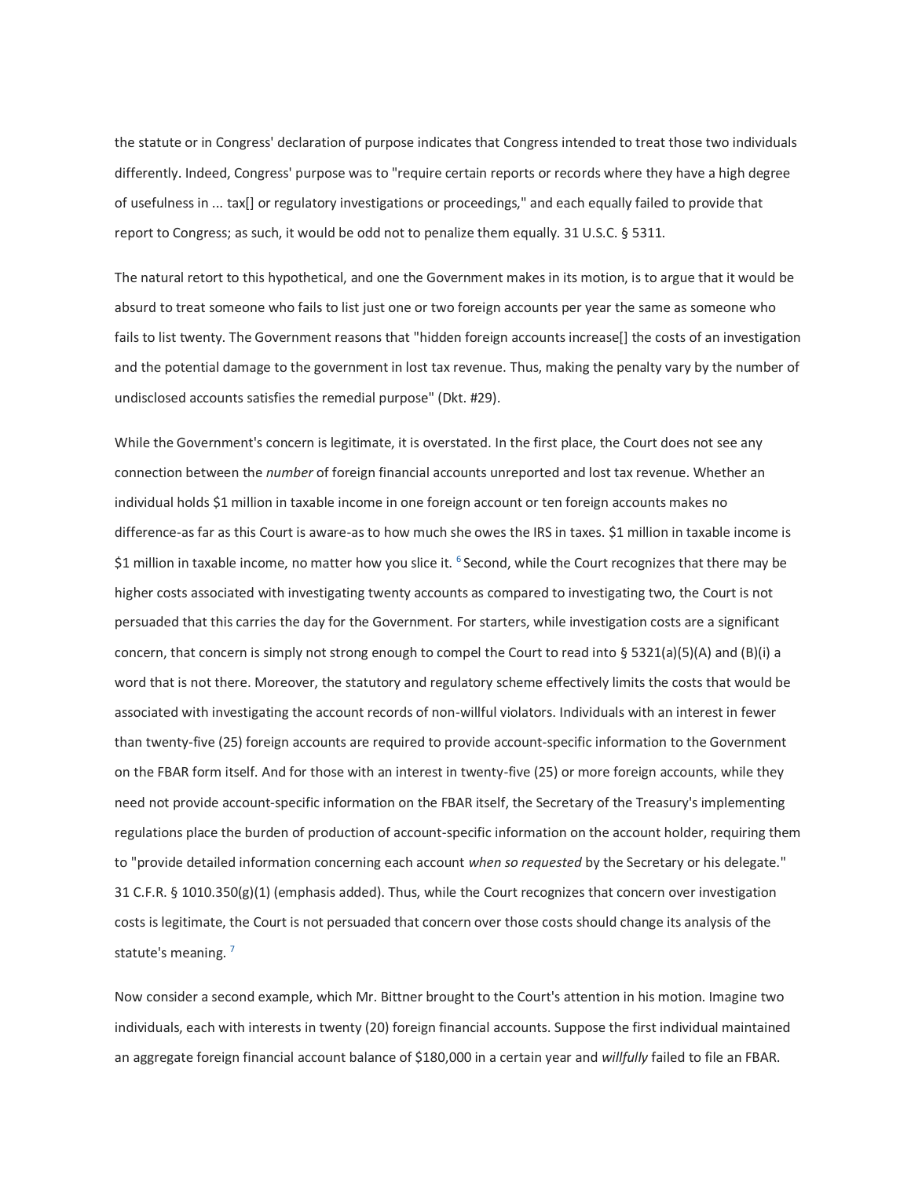the statute or in Congress' declaration of purpose indicates that Congress intended to treat those two individuals differently. Indeed, Congress' purpose was to "require certain reports or records where they have a high degree of usefulness in ... tax[] or regulatory investigations or proceedings," and each equally failed to provide that report to Congress; as such, it would be odd not to penalize them equally. 31 U.S.C. § 5311.

The natural retort to this hypothetical, and one the Government makes in its motion, is to argue that it would be absurd to treat someone who fails to list just one or two foreign accounts per year the same as someone who fails to list twenty. The Government reasons that "hidden foreign accounts increase[] the costs of an investigation and the potential damage to the government in lost tax revenue. Thus, making the penalty vary by the number of undisclosed accounts satisfies the remedial purpose" (Dkt. #29).

While the Government's concern is legitimate, it is overstated. In the first place, the Court does not see any connection between the *number* of foreign financial accounts unreported and lost tax revenue. Whether an individual holds $1 million in taxable income in one foreign account or ten foreign accounts makes no difference-as far as this Court is aware-as to how much she owes the IRS in taxes. $1 million in taxable income is $1 million in taxable income, no matter how you slice it. [6] Second, while the Court recognizes that there may be higher costs associated with investigating twenty accounts as compared to investigating two, the Court is not persuaded that this carries the day for the Government. For starters, while investigation costs are a significant concern, that concern is simply not strong enough to compel the Court to read into § 5321(a)(5)(A) and (B)(i) a word that is not there. Moreover, the statutory and regulatory scheme effectively limits the costs that would be associated with investigating the account records of non-willful violators. Individuals with an interest in fewer than twenty-five (25) foreign accounts are required to provide account-specific information to the Government on the FBAR form itself. And for those with an interest in twenty-five (25) or more foreign accounts, while they need not provide account-specific information on the FBAR itself, the Secretary of the Treasury's implementing regulations place the burden of production of account-specific information on the account holder, requiring them to "provide detailed information concerning each account *when so requested* by the Secretary or his delegate." 31 C.F.R. § 1010.350(g)(1) (emphasis added). Thus, while the Court recognizes that concern over investigation costs is legitimate, the Court is not persuaded that concern over those costs should change its analysis of the statute's meaning. [7]

Now consider a second example, which Mr. Bittner brought to the Court's attention in his motion. Imagine two individuals, each with interests in twenty (20) foreign financial accounts. Suppose the first individual maintained an aggregate foreign financial account balance of $180,000 in a certain year and *willfully* failed to file an FBAR.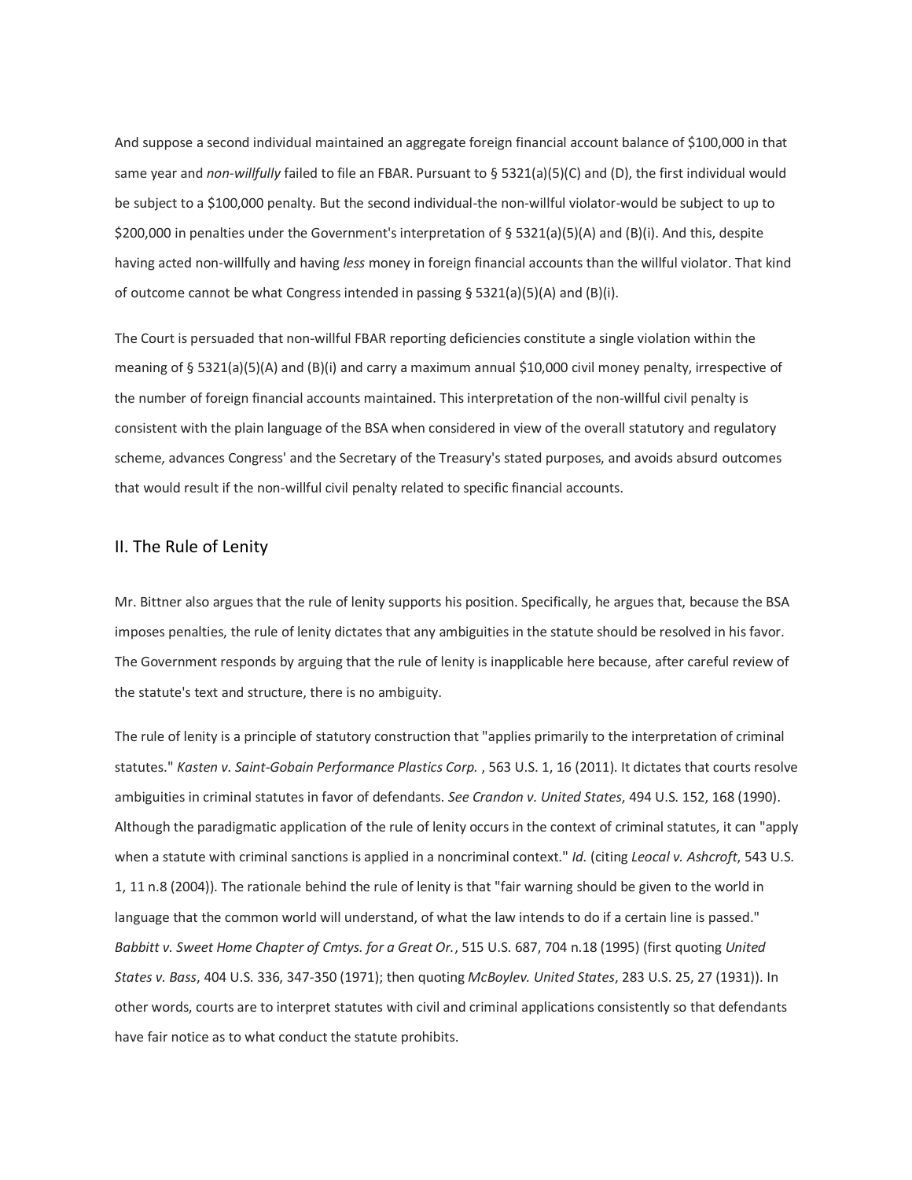And suppose a second individual maintained an aggregate foreign financial account balance of $100,000 in that same year and *non-willfully* failed to file an FBAR. Pursuant to § 5321(a)(5)(C) and (D), the first individual would be subject to a $100,000 penalty. But the second individual-the non-willful violator-would be subject to up to $200,000 in penalties under the Government's interpretation of § 5321(a)(5)(A) and (B)(i). And this, despite having acted non-willfully and having *less* money in foreign financial accounts than the willful violator. That kind of outcome cannot be what Congress intended in passing § 5321(a)(5)(A) and (B)(i).

The Court is persuaded that non-willful FBAR reporting deficiencies constitute a single violation within the meaning of § 5321(a)(5)(A) and (B)(i) and carry a maximum annual $10,000 civil money penalty, irrespective of the number of foreign financial accounts maintained. This interpretation of the non-willful civil penalty is consistent with the plain language of the BSA when considered in view of the overall statutory and regulatory scheme, advances Congress' and the Secretary of the Treasury's stated purposes, and avoids absurd outcomes that would result if the non-willful civil penalty related to specific financial accounts.

## II. The Rule of Lenity

Mr. Bittner also argues that the rule of lenity supports his position. Specifically, he argues that, because the BSA imposes penalties, the rule of lenity dictates that any ambiguities in the statute should be resolved in his favor. The Government responds by arguing that the rule of lenity is inapplicable here because, after careful review of the statute's text and structure, there is no ambiguity.

The rule of lenity is a principle of statutory construction that "applies primarily to the interpretation of criminal statutes." *Kasten v. Saint-Gobain Performance Plastics Corp.* , 563 U.S. 1, 16 (2011). It dictates that courts resolve ambiguities in criminal statutes in favor of defendants. *See Crandon v. United States*, 494 U.S. 152, 168 (1990). Although the paradigmatic application of the rule of lenity occurs in the context of criminal statutes, it can "apply when a statute with criminal sanctions is applied in a noncriminal context." *Id.* (citing *Leocal v. Ashcroft*, 543 U.S. 1, 11 n.8 (2004)). The rationale behind the rule of lenity is that "fair warning should be given to the world in language that the common world will understand, of what the law intends to do if a certain line is passed." *Babbitt v. Sweet Home Chapter of Cmtys. for a Great Or.*, 515 U.S. 687, 704 n.18 (1995) (first quoting *United States v. Bass*, 404 U.S. 336, 347-350 (1971); then quoting *McBoylev. United States*, 283 U.S. 25, 27 (1931)). In other words, courts are to interpret statutes with civil and criminal applications consistently so that defendants have fair notice as to what conduct the statute prohibits.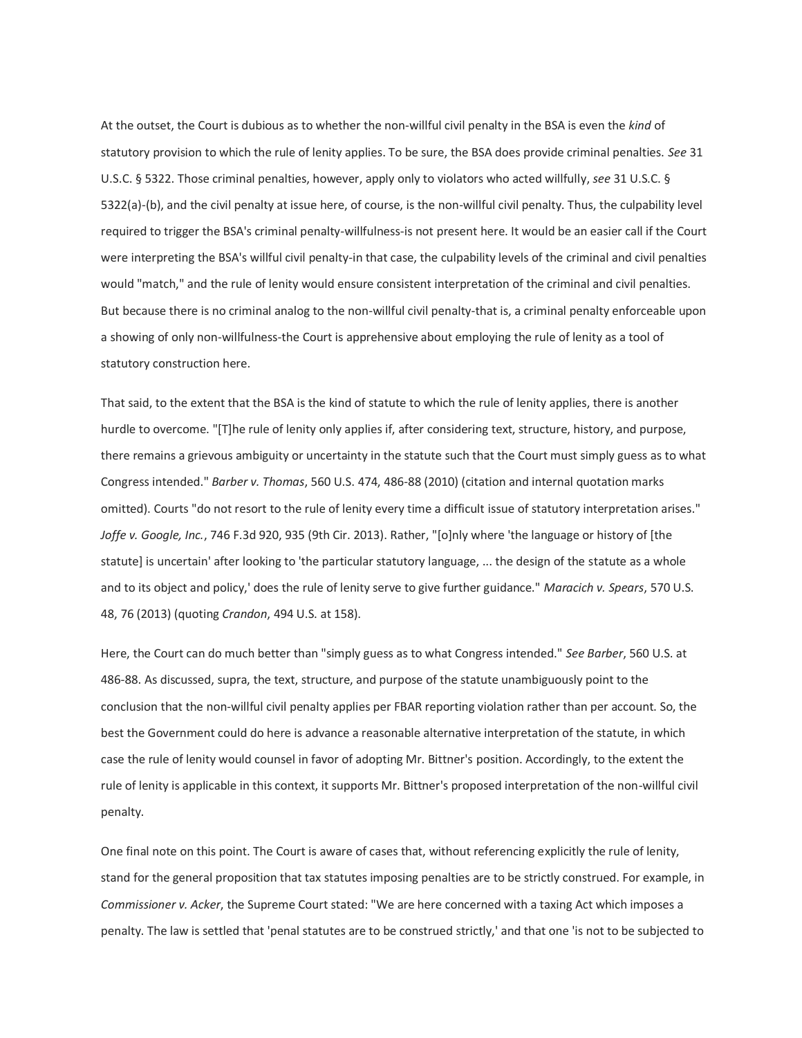At the outset, the Court is dubious as to whether the non-willful civil penalty in the BSA is even the *kind* of statutory provision to which the rule of lenity applies. To be sure, the BSA does provide criminal penalties. *See* 31 U.S.C. § 5322. Those criminal penalties, however, apply only to violators who acted willfully, *see* 31 U.S.C. § 5322(a)-(b), and the civil penalty at issue here, of course, is the non-willful civil penalty. Thus, the culpability level required to trigger the BSA's criminal penalty-willfulness-is not present here. It would be an easier call if the Court were interpreting the BSA's willful civil penalty-in that case, the culpability levels of the criminal and civil penalties would "match," and the rule of lenity would ensure consistent interpretation of the criminal and civil penalties. But because there is no criminal analog to the non-willful civil penalty-that is, a criminal penalty enforceable upon a showing of only non-willfulness-the Court is apprehensive about employing the rule of lenity as a tool of statutory construction here.

That said, to the extent that the BSA is the kind of statute to which the rule of lenity applies, there is another hurdle to overcome. "[T]he rule of lenity only applies if, after considering text, structure, history, and purpose, there remains a grievous ambiguity or uncertainty in the statute such that the Court must simply guess as to what Congress intended." *Barber v. Thomas*, 560 U.S. 474, 486-88 (2010) (citation and internal quotation marks omitted). Courts "do not resort to the rule of lenity every time a difficult issue of statutory interpretation arises." *Joffe v. Google, Inc.*, 746 F.3d 920, 935 (9th Cir. 2013). Rather, "[o]nly where 'the language or history of [the statute] is uncertain' after looking to 'the particular statutory language, ... the design of the statute as a whole and to its object and policy,' does the rule of lenity serve to give further guidance." *Maracich v. Spears*, 570 U.S. 48, 76 (2013) (quoting *Crandon*, 494 U.S. at 158).

Here, the Court can do much better than "simply guess as to what Congress intended." *See Barber*, 560 U.S. at 486-88. As discussed, supra, the text, structure, and purpose of the statute unambiguously point to the conclusion that the non-willful civil penalty applies per FBAR reporting violation rather than per account. So, the best the Government could do here is advance a reasonable alternative interpretation of the statute, in which case the rule of lenity would counsel in favor of adopting Mr. Bittner's position. Accordingly, to the extent the rule of lenity is applicable in this context, it supports Mr. Bittner's proposed interpretation of the non-willful civil penalty.

One final note on this point. The Court is aware of cases that, without referencing explicitly the rule of lenity, stand for the general proposition that tax statutes imposing penalties are to be strictly construed. For example, in *Commissioner v. Acker*, the Supreme Court stated: "We are here concerned with a taxing Act which imposes a penalty. The law is settled that 'penal statutes are to be construed strictly,' and that one 'is not to be subjected to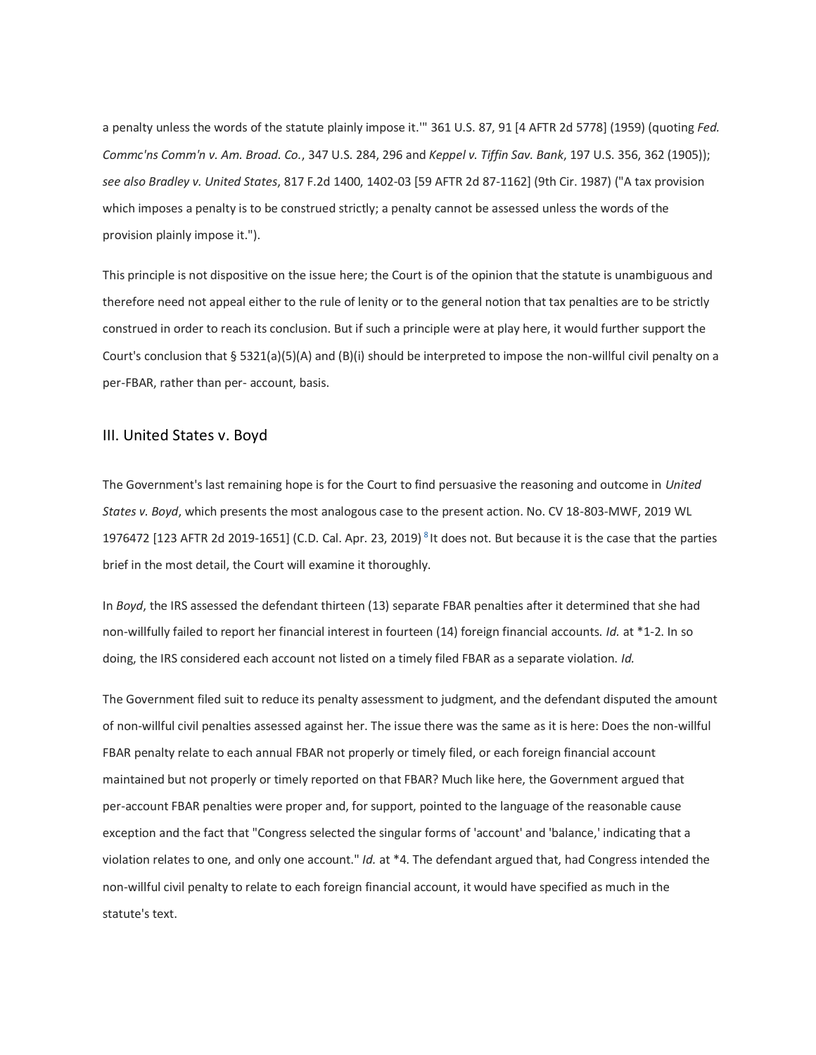a penalty unless the words of the statute plainly impose it.'" 361 U.S. 87, 91 [4 AFTR 2d 5778] (1959) (quoting *Fed. Commc'ns Comm'n v. Am. Broad. Co.*, 347 U.S. 284, 296 and *Keppel v. Tiffin Sav. Bank*, 197 U.S. 356, 362 (1905)); *see also Bradley v. United States*, 817 F.2d 1400, 1402-03 [59 AFTR 2d 87-1162] (9th Cir. 1987) ("A tax provision which imposes a penalty is to be construed strictly; a penalty cannot be assessed unless the words of the provision plainly impose it.").

This principle is not dispositive on the issue here; the Court is of the opinion that the statute is unambiguous and therefore need not appeal either to the rule of lenity or to the general notion that tax penalties are to be strictly construed in order to reach its conclusion. But if such a principle were at play here, it would further support the Court's conclusion that § 5321(a)(5)(A) and (B)(i) should be interpreted to impose the non-willful civil penalty on a per-FBAR, rather than per- account, basis.

## III. United States v. Boyd

The Government's last remaining hope is for the Court to find persuasive the reasoning and outcome in *United States v. Boyd*, which presents the most analogous case to the present action. No. CV 18-803-MWF, 2019 WL 1976472 [123 AFTR 2d 2019-1651] (C.D. Cal. Apr. 23, 2019) [8] It does not. But because it is the case that the parties brief in the most detail, the Court will examine it thoroughly.

In *Boyd*, the IRS assessed the defendant thirteen (13) separate FBAR penalties after it determined that she had non-willfully failed to report her financial interest in fourteen (14) foreign financial accounts. *Id.* at *1-2. In so doing, the IRS considered each account not listed on a timely filed FBAR as a separate violation. *Id.*

The Government filed suit to reduce its penalty assessment to judgment, and the defendant disputed the amount of non-willful civil penalties assessed against her. The issue there was the same as it is here: Does the non-willful FBAR penalty relate to each annual FBAR not properly or timely filed, or each foreign financial account maintained but not properly or timely reported on that FBAR? Much like here, the Government argued that per-account FBAR penalties were proper and, for support, pointed to the language of the reasonable cause exception and the fact that "Congress selected the singular forms of 'account' and 'balance,' indicating that a violation relates to one, and only one account." *Id.* at *4. The defendant argued that, had Congress intended the non-willful civil penalty to relate to each foreign financial account, it would have specified as much in the statute's text.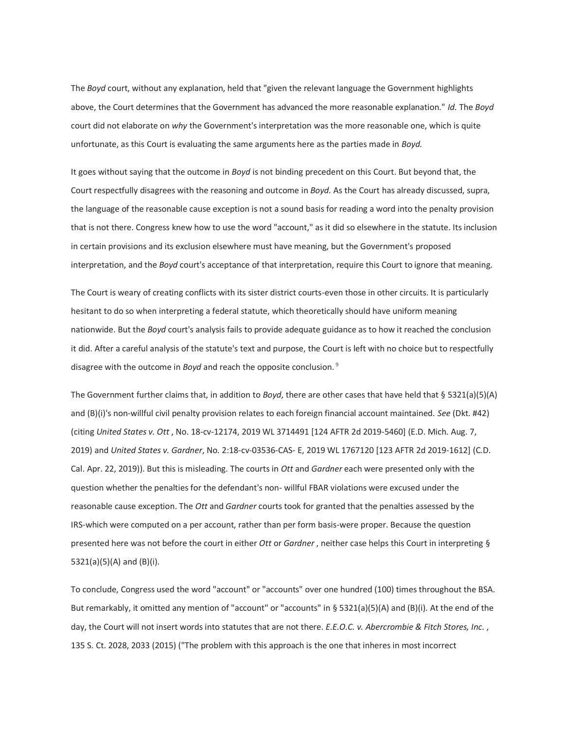The *Boyd* court, without any explanation, held that "given the relevant language the Government highlights above, the Court determines that the Government has advanced the more reasonable explanation." *Id.* The *Boyd* court did not elaborate on *why* the Government's interpretation was the more reasonable one, which is quite unfortunate, as this Court is evaluating the same arguments here as the parties made in *Boyd.*

It goes without saying that the outcome in *Boyd* is not binding precedent on this Court. But beyond that, the Court respectfully disagrees with the reasoning and outcome in *Boyd.* As the Court has already discussed, supra, the language of the reasonable cause exception is not a sound basis for reading a word into the penalty provision that is not there. Congress knew how to use the word "account," as it did so elsewhere in the statute. Its inclusion in certain provisions and its exclusion elsewhere must have meaning, but the Government's proposed interpretation, and the *Boyd* court's acceptance of that interpretation, require this Court to ignore that meaning.

The Court is weary of creating conflicts with its sister district courts-even those in other circuits. It is particularly hesitant to do so when interpreting a federal statute, which theoretically should have uniform meaning nationwide. But the *Boyd* court's analysis fails to provide adequate guidance as to how it reached the conclusion it did. After a careful analysis of the statute's text and purpose, the Court is left with no choice but to respectfully disagree with the outcome in *Boyd* and reach the opposite conclusion. [9]

The Government further claims that, in addition to *Boyd*, there are other cases that have held that § 5321(a)(5)(A) and (B)(i)'s non-willful civil penalty provision relates to each foreign financial account maintained. *See* (Dkt. #42) (citing *United States v. Ott* , No. 18-cv-12174, 2019 WL 3714491 [124 AFTR 2d 2019-5460] (E.D. Mich. Aug. 7, 2019) and *United States v. Gardner*, No. 2:18-cv-03536-CAS- E, 2019 WL 1767120 [123 AFTR 2d 2019-1612] (C.D. Cal. Apr. 22, 2019)). But this is misleading. The courts in *Ott* and *Gardner* each were presented only with the question whether the penalties for the defendant's non- willful FBAR violations were excused under the reasonable cause exception. The *Ott* and *Gardner* courts took for granted that the penalties assessed by the IRS-which were computed on a per account, rather than per form basis-were proper. Because the question presented here was not before the court in either *Ott* or *Gardner* , neither case helps this Court in interpreting § 5321(a)(5)(A) and (B)(i).

To conclude, Congress used the word "account" or "accounts" over one hundred (100) times throughout the BSA. But remarkably, it omitted any mention of "account" or "accounts" in § 5321(a)(5)(A) and (B)(i). At the end of the day, the Court will not insert words into statutes that are not there. *E.E.O.C. v. Abercrombie & Fitch Stores, Inc.* , 135 S. Ct. 2028, 2033 (2015) ("The problem with this approach is the one that inheres in most incorrect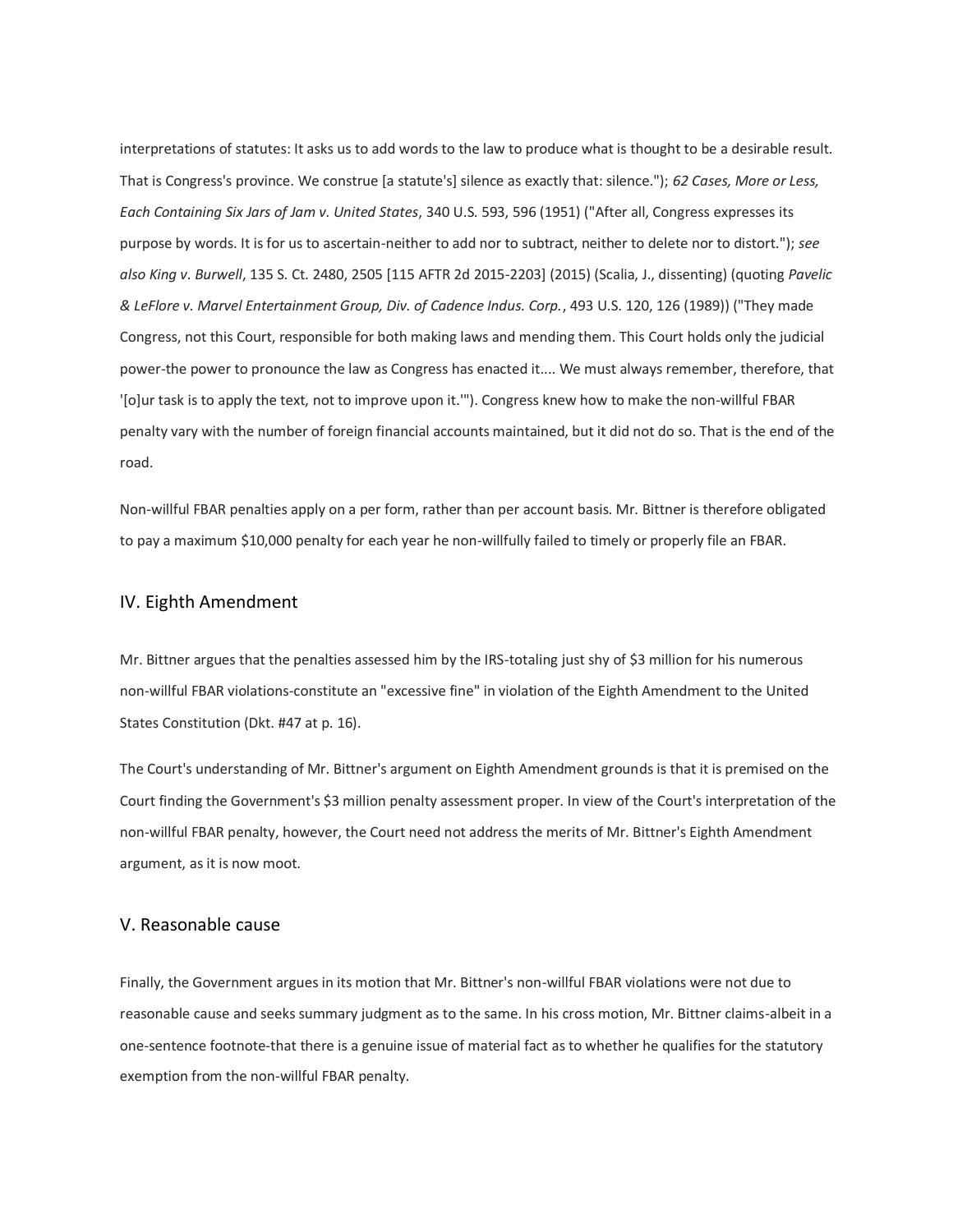interpretations of statutes: It asks us to add words to the law to produce what is thought to be a desirable result. That is Congress's province. We construe [a statute's] silence as exactly that: silence."); *62 Cases, More or Less, Each Containing Six Jars of Jam v. United States*, 340 U.S. 593, 596 (1951) ("After all, Congress expresses its purpose by words. It is for us to ascertain-neither to add nor to subtract, neither to delete nor to distort."); *see also King v. Burwell*, 135 S. Ct. 2480, 2505 [115 AFTR 2d 2015-2203] (2015) (Scalia, J., dissenting) (quoting *Pavelic & LeFlore v. Marvel Entertainment Group, Div. of Cadence Indus. Corp.*, 493 U.S. 120, 126 (1989)) ("They made Congress, not this Court, responsible for both making laws and mending them. This Court holds only the judicial power-the power to pronounce the law as Congress has enacted it.... We must always remember, therefore, that '[o]ur task is to apply the text, not to improve upon it.'"). Congress knew how to make the non-willful FBAR penalty vary with the number of foreign financial accounts maintained, but it did not do so. That is the end of the road.

Non-willful FBAR penalties apply on a per form, rather than per account basis. Mr. Bittner is therefore obligated to pay a maximum $10,000 penalty for each year he non-willfully failed to timely or properly file an FBAR.

## IV. Eighth Amendment

Mr. Bittner argues that the penalties assessed him by the IRS-totaling just shy of $3 million for his numerous non-willful FBAR violations-constitute an "excessive fine" in violation of the Eighth Amendment to the United States Constitution (Dkt. #47 at p. 16).

The Court's understanding of Mr. Bittner's argument on Eighth Amendment grounds is that it is premised on the Court finding the Government's $3 million penalty assessment proper. In view of the Court's interpretation of the non-willful FBAR penalty, however, the Court need not address the merits of Mr. Bittner's Eighth Amendment argument, as it is now moot.

## V. Reasonable cause

Finally, the Government argues in its motion that Mr. Bittner's non-willful FBAR violations were not due to reasonable cause and seeks summary judgment as to the same. In his cross motion, Mr. Bittner claims-albeit in a one-sentence footnote-that there is a genuine issue of material fact as to whether he qualifies for the statutory exemption from the non-willful FBAR penalty.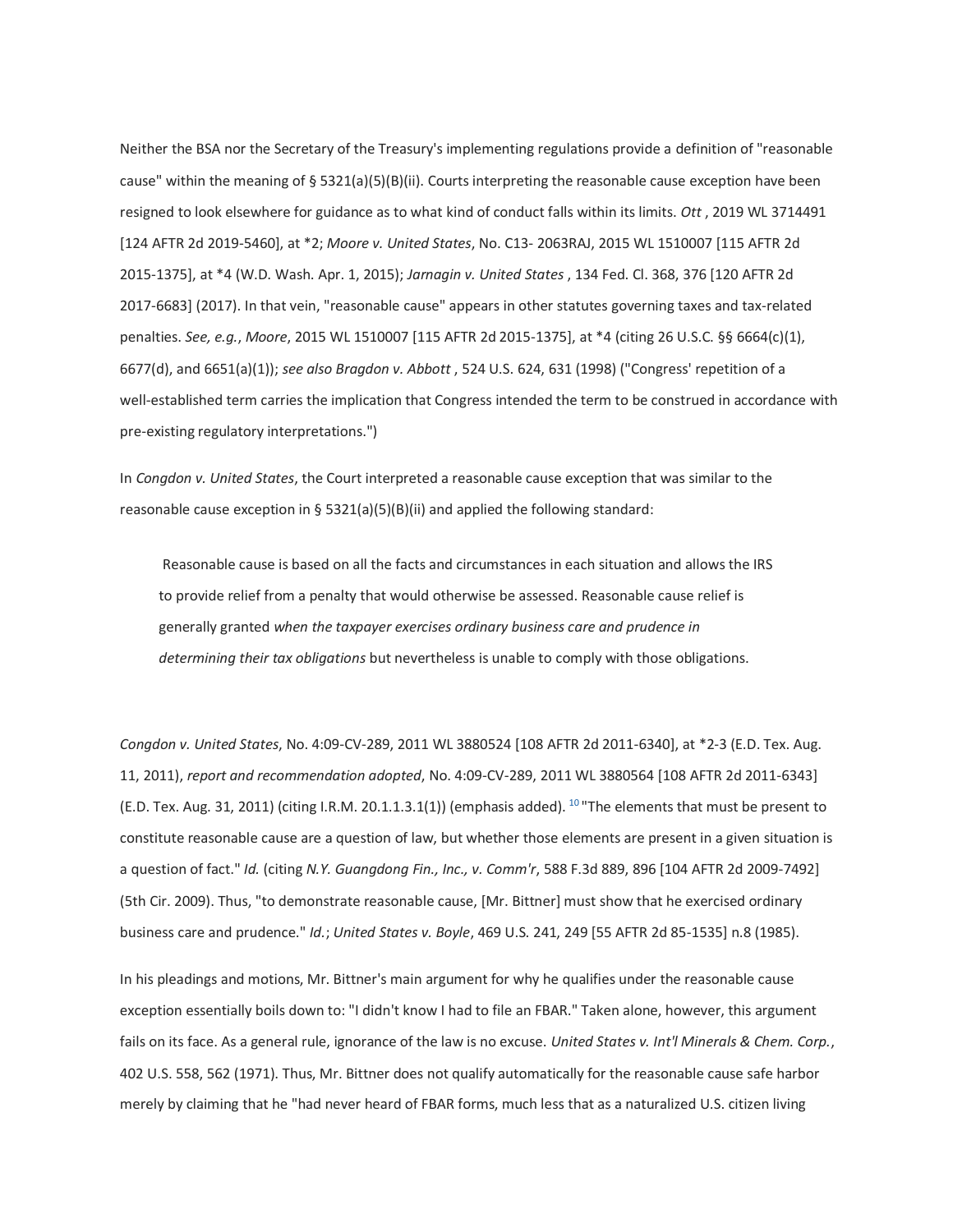Neither the BSA nor the Secretary of the Treasury's implementing regulations provide a definition of "reasonable cause" within the meaning of § 5321(a)(5)(B)(ii). Courts interpreting the reasonable cause exception have been resigned to look elsewhere for guidance as to what kind of conduct falls within its limits. *Ott* , 2019 WL 3714491 [124 AFTR 2d 2019-5460], at *2; *Moore v. United States*, No. C13- 2063RAJ, 2015 WL 1510007 [115 AFTR 2d 2015-1375], at *4 (W.D. Wash. Apr. 1, 2015); *Jarnagin v. United States* , 134 Fed. Cl. 368, 376 [120 AFTR 2d 2017-6683] (2017). In that vein, "reasonable cause" appears in other statutes governing taxes and tax-related penalties. *See, e.g.*, *Moore*, 2015 WL 1510007 [115 AFTR 2d 2015-1375], at *4 (citing 26 U.S.C. §§ 6664(c)(1), 6677(d), and 6651(a)(1)); *see also Bragdon v. Abbott* , 524 U.S. 624, 631 (1998) ("Congress' repetition of a well-established term carries the implication that Congress intended the term to be construed in accordance with pre-existing regulatory interpretations.")

In *Congdon v. United States*, the Court interpreted a reasonable cause exception that was similar to the reasonable cause exception in § 5321(a)(5)(B)(ii) and applied the following standard:

> Reasonable cause is based on all the facts and circumstances in each situation and allows the IRS to provide relief from a penalty that would otherwise be assessed. Reasonable cause relief is generally granted *when the taxpayer exercises ordinary business care and prudence in determining their tax obligations* but nevertheless is unable to comply with those obligations.

*Congdon v. United States*, No. 4:09-CV-289, 2011 WL 3880524 [108 AFTR 2d 2011-6340], at *2-3 (E.D. Tex. Aug. 11, 2011), *report and recommendation adopted*, No. 4:09-CV-289, 2011 WL 3880564 [108 AFTR 2d 2011-6343] (E.D. Tex. Aug. 31, 2011) (citing I.R.M. 20.1.1.3.1(1)) (emphasis added). [10] "The elements that must be present to constitute reasonable cause are a question of law, but whether those elements are present in a given situation is a question of fact." *Id.* (citing *N.Y. Guangdong Fin., Inc., v. Comm'r*, 588 F.3d 889, 896 [104 AFTR 2d 2009-7492] (5th Cir. 2009). Thus, "to demonstrate reasonable cause, [Mr. Bittner] must show that he exercised ordinary business care and prudence." *Id.*; *United States v. Boyle*, 469 U.S. 241, 249 [55 AFTR 2d 85-1535] n.8 (1985).

In his pleadings and motions, Mr. Bittner's main argument for why he qualifies under the reasonable cause exception essentially boils down to: "I didn't know I had to file an FBAR." Taken alone, however, this argument fails on its face. As a general rule, ignorance of the law is no excuse. *United States v. Int'l Minerals & Chem. Corp.*, 402 U.S. 558, 562 (1971). Thus, Mr. Bittner does not qualify automatically for the reasonable cause safe harbor merely by claiming that he "had never heard of FBAR forms, much less that as a naturalized U.S. citizen living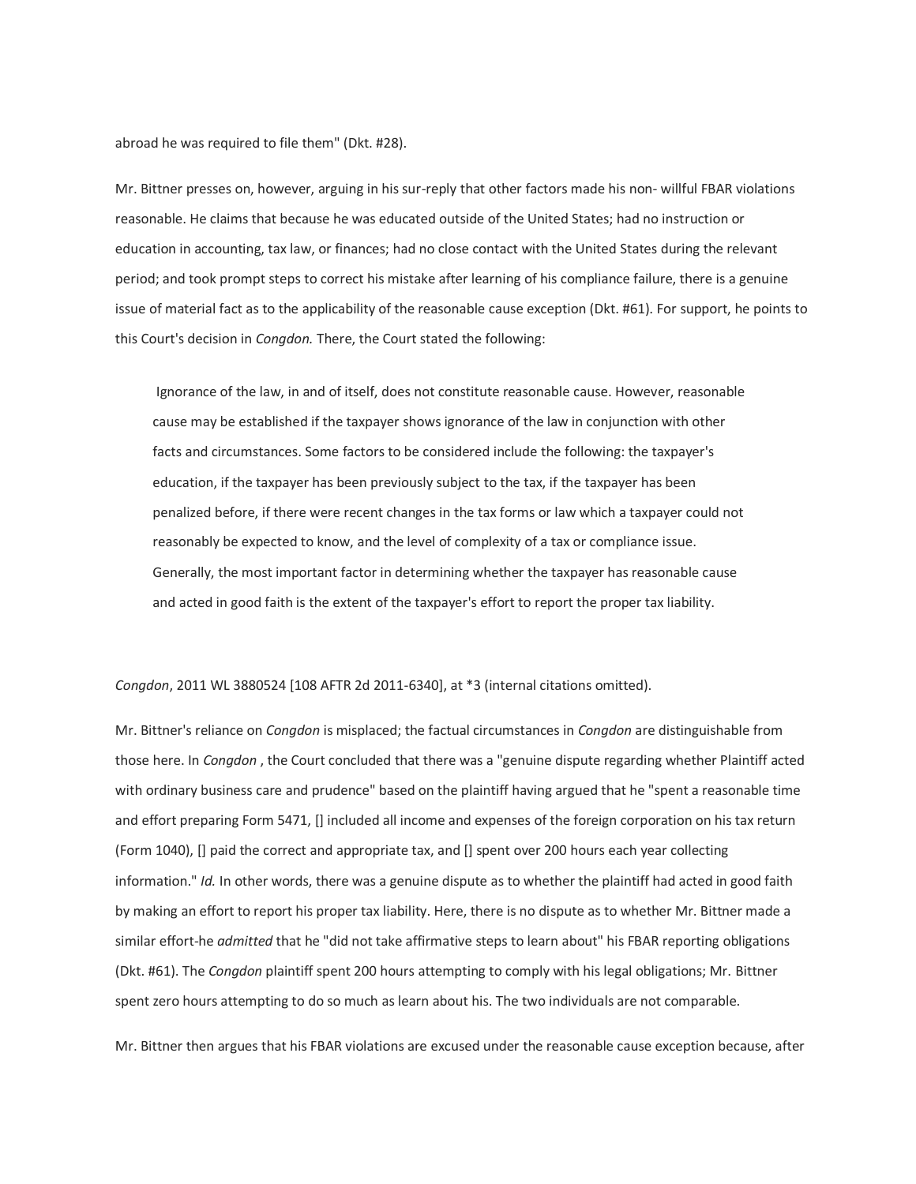abroad he was required to file them" (Dkt. #28).

Mr. Bittner presses on, however, arguing in his sur-reply that other factors made his non- willful FBAR violations reasonable. He claims that because he was educated outside of the United States; had no instruction or education in accounting, tax law, or finances; had no close contact with the United States during the relevant period; and took prompt steps to correct his mistake after learning of his compliance failure, there is a genuine issue of material fact as to the applicability of the reasonable cause exception (Dkt. #61). For support, he points to this Court's decision in *Congdon.* There, the Court stated the following:

> Ignorance of the law, in and of itself, does not constitute reasonable cause. However, reasonable cause may be established if the taxpayer shows ignorance of the law in conjunction with other facts and circumstances. Some factors to be considered include the following: the taxpayer's education, if the taxpayer has been previously subject to the tax, if the taxpayer has been penalized before, if there were recent changes in the tax forms or law which a taxpayer could not reasonably be expected to know, and the level of complexity of a tax or compliance issue. Generally, the most important factor in determining whether the taxpayer has reasonable cause and acted in good faith is the extent of the taxpayer's effort to report the proper tax liability.

*Congdon*, 2011 WL 3880524 [108 AFTR 2d 2011-6340], at *3 (internal citations omitted).

Mr. Bittner's reliance on *Congdon* is misplaced; the factual circumstances in *Congdon* are distinguishable from those here. In *Congdon* , the Court concluded that there was a "genuine dispute regarding whether Plaintiff acted with ordinary business care and prudence" based on the plaintiff having argued that he "spent a reasonable time and effort preparing Form 5471, [] included all income and expenses of the foreign corporation on his tax return (Form 1040), [] paid the correct and appropriate tax, and [] spent over 200 hours each year collecting information." *Id.* In other words, there was a genuine dispute as to whether the plaintiff had acted in good faith by making an effort to report his proper tax liability. Here, there is no dispute as to whether Mr. Bittner made a similar effort-he *admitted* that he "did not take affirmative steps to learn about" his FBAR reporting obligations (Dkt. #61). The *Congdon* plaintiff spent 200 hours attempting to comply with his legal obligations; Mr. Bittner spent zero hours attempting to do so much as learn about his. The two individuals are not comparable.

Mr. Bittner then argues that his FBAR violations are excused under the reasonable cause exception because, after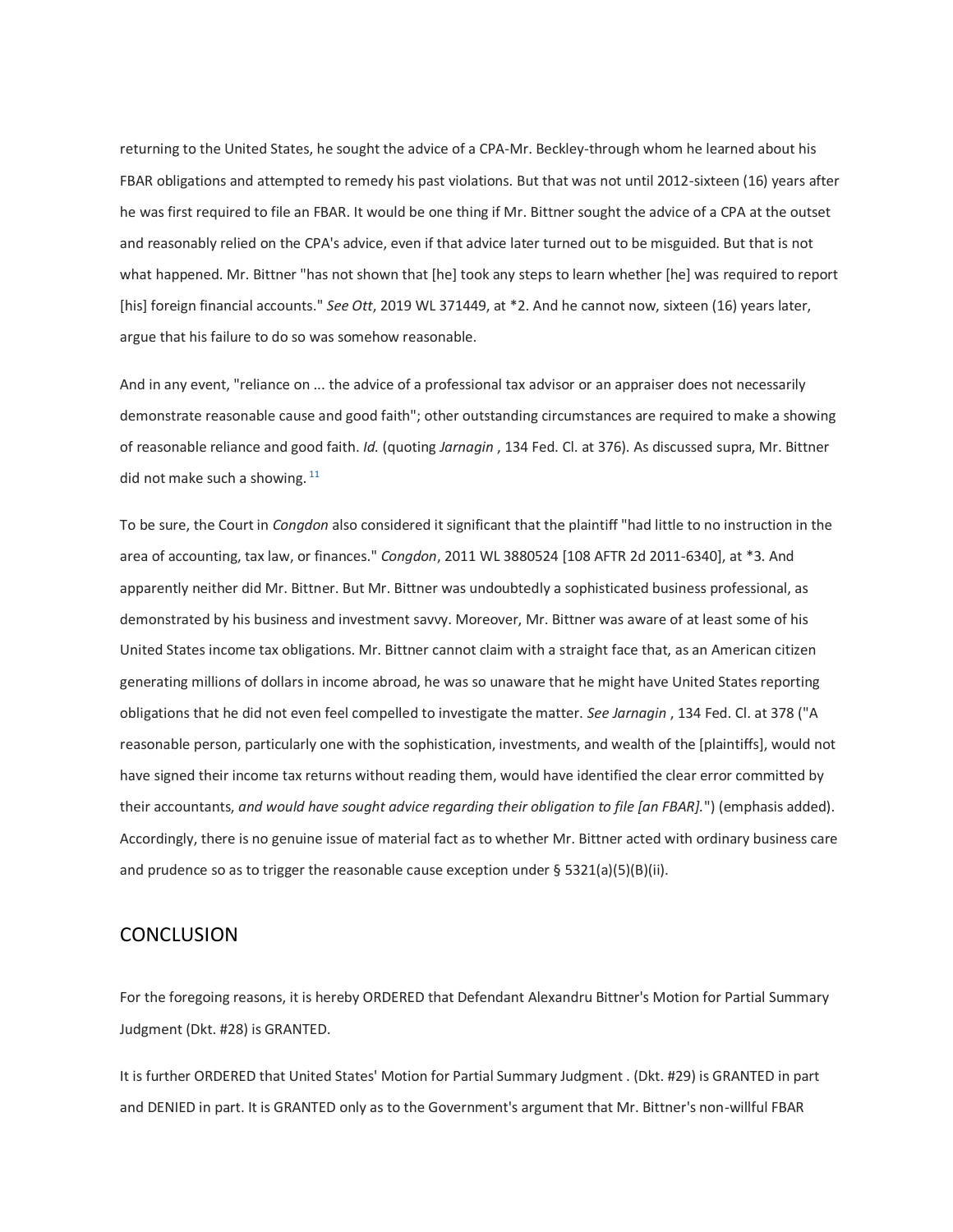returning to the United States, he sought the advice of a CPA-Mr. Beckley-through whom he learned about his FBAR obligations and attempted to remedy his past violations. But that was not until 2012-sixteen (16) years after he was first required to file an FBAR. It would be one thing if Mr. Bittner sought the advice of a CPA at the outset and reasonably relied on the CPA's advice, even if that advice later turned out to be misguided. But that is not what happened. Mr. Bittner "has not shown that [he] took any steps to learn whether [he] was required to report [his] foreign financial accounts." *See Ott*, 2019 WL 371449, at *2. And he cannot now, sixteen (16) years later, argue that his failure to do so was somehow reasonable.

And in any event, "reliance on ... the advice of a professional tax advisor or an appraiser does not necessarily demonstrate reasonable cause and good faith"; other outstanding circumstances are required to make a showing of reasonable reliance and good faith. *Id.* (quoting *Jarnagin* , 134 Fed. Cl. at 376). As discussed supra, Mr. Bittner did not make such a showing. [11]

To be sure, the Court in *Congdon* also considered it significant that the plaintiff "had little to no instruction in the area of accounting, tax law, or finances." *Congdon*, 2011 WL 3880524 [108 AFTR 2d 2011-6340], at *3. And apparently neither did Mr. Bittner. But Mr. Bittner was undoubtedly a sophisticated business professional, as demonstrated by his business and investment savvy. Moreover, Mr. Bittner was aware of at least some of his United States income tax obligations. Mr. Bittner cannot claim with a straight face that, as an American citizen generating millions of dollars in income abroad, he was so unaware that he might have United States reporting obligations that he did not even feel compelled to investigate the matter. *See Jarnagin* , 134 Fed. Cl. at 378 ("A reasonable person, particularly one with the sophistication, investments, and wealth of the [plaintiffs], would not have signed their income tax returns without reading them, would have identified the clear error committed by their accountants, *and would have sought advice regarding their obligation to file [an FBAR].*") (emphasis added). Accordingly, there is no genuine issue of material fact as to whether Mr. Bittner acted with ordinary business care and prudence so as to trigger the reasonable cause exception under § 5321(a)(5)(B)(ii).

## CONCLUSION

For the foregoing reasons, it is hereby ORDERED that Defendant Alexandru Bittner's Motion for Partial Summary Judgment (Dkt. #28) is GRANTED.

It is further ORDERED that United States' Motion for Partial Summary Judgment . (Dkt. #29) is GRANTED in part and DENIED in part. It is GRANTED only as to the Government's argument that Mr. Bittner's non-willful FBAR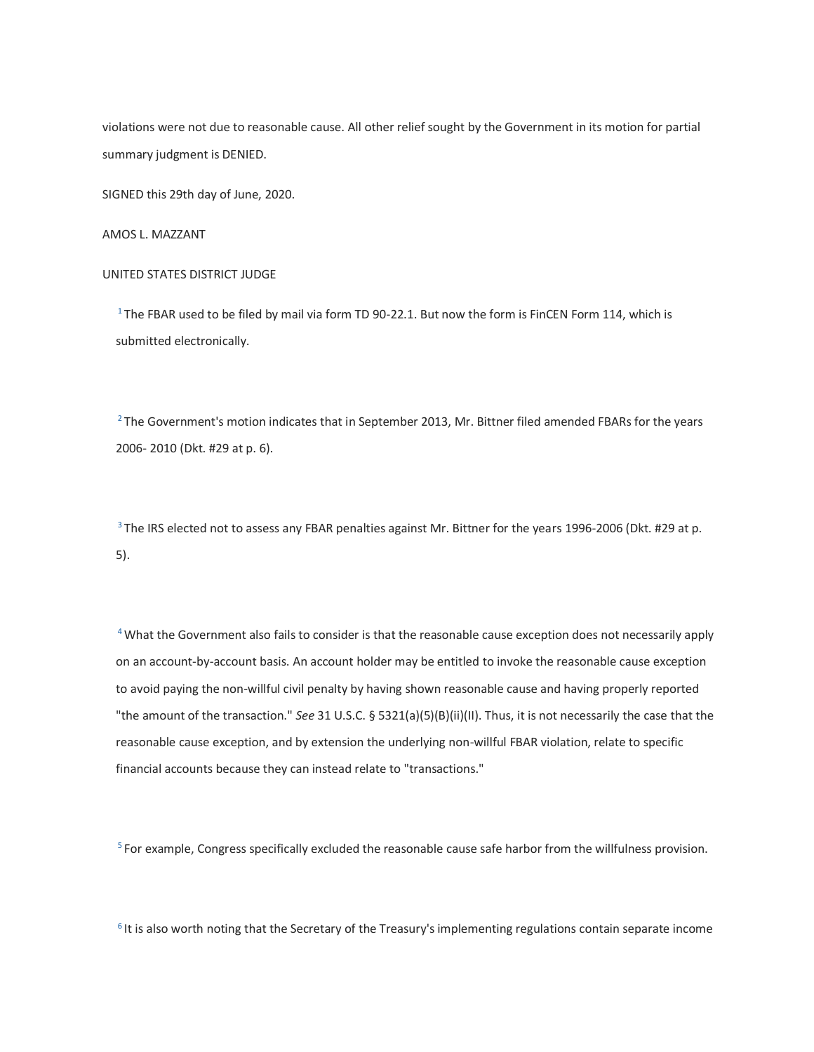violations were not due to reasonable cause. All other relief sought by the Government in its motion for partial summary judgment is DENIED.

SIGNED this 29th day of June, 2020.

AMOS L. MAZZANT

UNITED STATES DISTRICT JUDGE

[1] The FBAR used to be filed by mail via form TD 90-22.1. But now the form is FinCEN Form 114, which is submitted electronically.

[2] The Government's motion indicates that in September 2013, Mr. Bittner filed amended FBARs for the years 2006- 2010 (Dkt. #29 at p. 6).

[3] The IRS elected not to assess any FBAR penalties against Mr. Bittner for the years 1996-2006 (Dkt. #29 at p. 5).

[4] What the Government also fails to consider is that the reasonable cause exception does not necessarily apply on an account-by-account basis. An account holder may be entitled to invoke the reasonable cause exception to avoid paying the non-willful civil penalty by having shown reasonable cause and having properly reported "the amount of the transaction." *See* 31 U.S.C. § 5321(a)(5)(B)(ii)(II). Thus, it is not necessarily the case that the reasonable cause exception, and by extension the underlying non-willful FBAR violation, relate to specific financial accounts because they can instead relate to "transactions."

[5] For example, Congress specifically excluded the reasonable cause safe harbor from the willfulness provision.

[6] It is also worth noting that the Secretary of the Treasury's implementing regulations contain separate income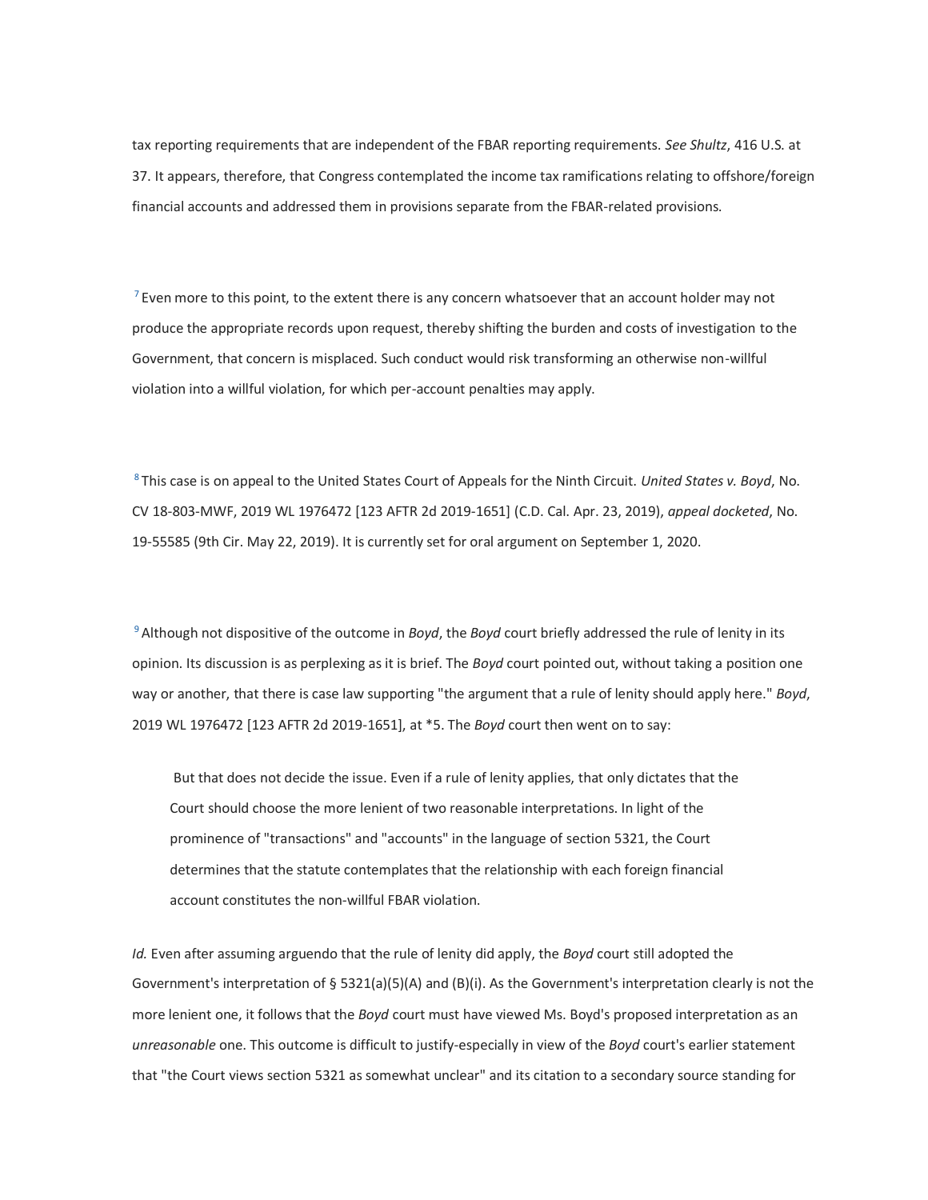tax reporting requirements that are independent of the FBAR reporting requirements. *See Shultz*, 416 U.S. at 37. It appears, therefore, that Congress contemplated the income tax ramifications relating to offshore/foreign financial accounts and addressed them in provisions separate from the FBAR-related provisions.

[7] Even more to this point, to the extent there is any concern whatsoever that an account holder may not produce the appropriate records upon request, thereby shifting the burden and costs of investigation to the Government, that concern is misplaced. Such conduct would risk transforming an otherwise non-willful violation into a willful violation, for which per-account penalties may apply.

[8] This case is on appeal to the United States Court of Appeals for the Ninth Circuit. *United States v. Boyd*, No. CV 18-803-MWF, 2019 WL 1976472 [123 AFTR 2d 2019-1651] (C.D. Cal. Apr. 23, 2019), *appeal docketed*, No. 19-55585 (9th Cir. May 22, 2019). It is currently set for oral argument on September 1, 2020.

[9] Although not dispositive of the outcome in *Boyd*, the *Boyd* court briefly addressed the rule of lenity in its opinion. Its discussion is as perplexing as it is brief. The *Boyd* court pointed out, without taking a position one way or another, that there is case law supporting "the argument that a rule of lenity should apply here." *Boyd*, 2019 WL 1976472 [123 AFTR 2d 2019-1651], at *5. The *Boyd* court then went on to say:

> But that does not decide the issue. Even if a rule of lenity applies, that only dictates that the Court should choose the more lenient of two reasonable interpretations. In light of the prominence of "transactions" and "accounts" in the language of section 5321, the Court determines that the statute contemplates that the relationship with each foreign financial account constitutes the non-willful FBAR violation.

*Id.* Even after assuming arguendo that the rule of lenity did apply, the *Boyd* court still adopted the Government's interpretation of § 5321(a)(5)(A) and (B)(i). As the Government's interpretation clearly is not the more lenient one, it follows that the *Boyd* court must have viewed Ms. Boyd's proposed interpretation as an *unreasonable* one. This outcome is difficult to justify-especially in view of the *Boyd* court's earlier statement that "the Court views section 5321 as somewhat unclear" and its citation to a secondary source standing for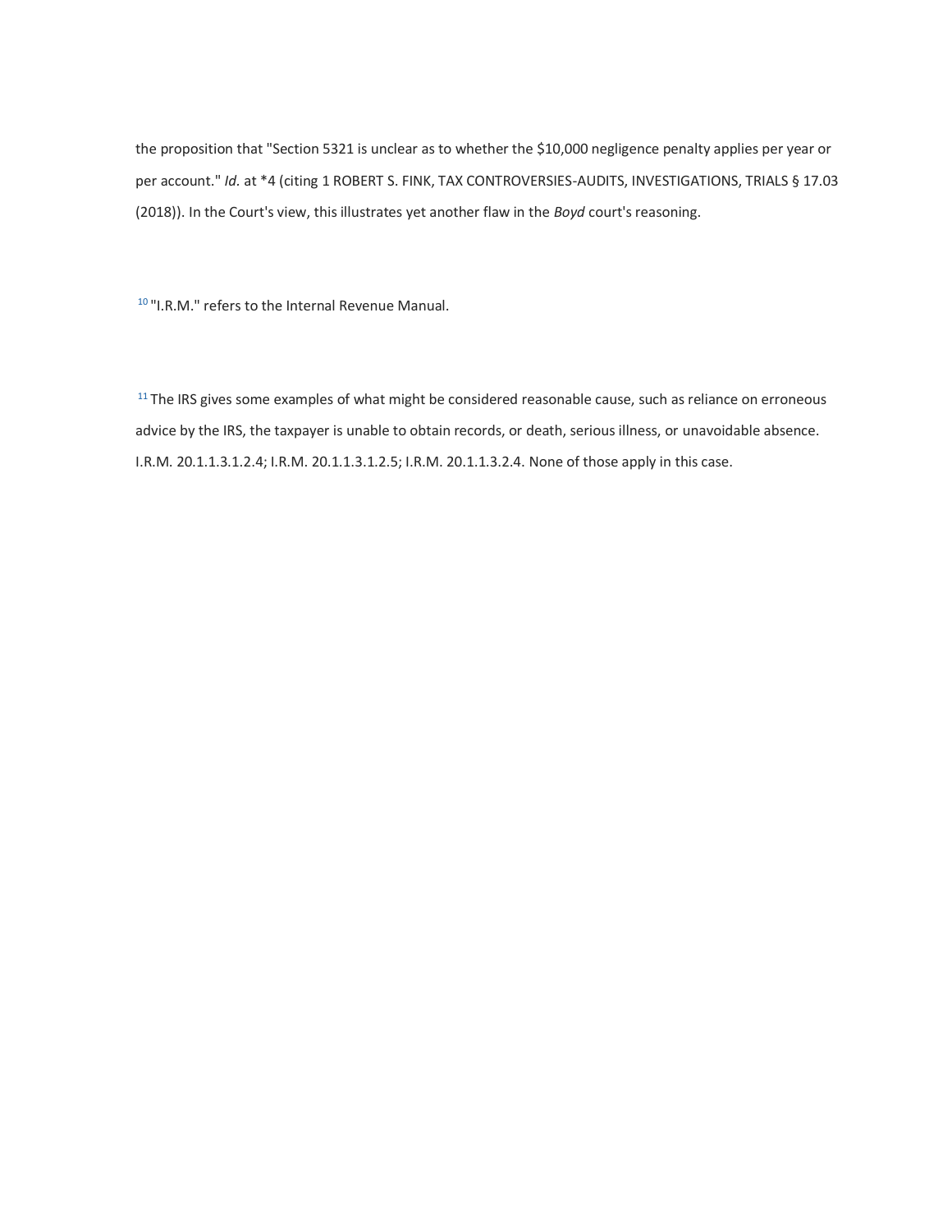the proposition that "Section 5321 is unclear as to whether the $10,000 negligence penalty applies per year or per account." *Id.* at *4 (citing 1 ROBERT S. FINK, TAX CONTROVERSIES-AUDITS, INVESTIGATIONS, TRIALS § 17.03 (2018)). In the Court's view, this illustrates yet another flaw in the *Boyd* court's reasoning.

[10] "I.R.M." refers to the Internal Revenue Manual.

[11] The IRS gives some examples of what might be considered reasonable cause, such as reliance on erroneous advice by the IRS, the taxpayer is unable to obtain records, or death, serious illness, or unavoidable absence. I.R.M. 20.1.1.3.1.2.4; I.R.M. 20.1.1.3.1.2.5; I.R.M. 20.1.1.3.2.4. None of those apply in this case.